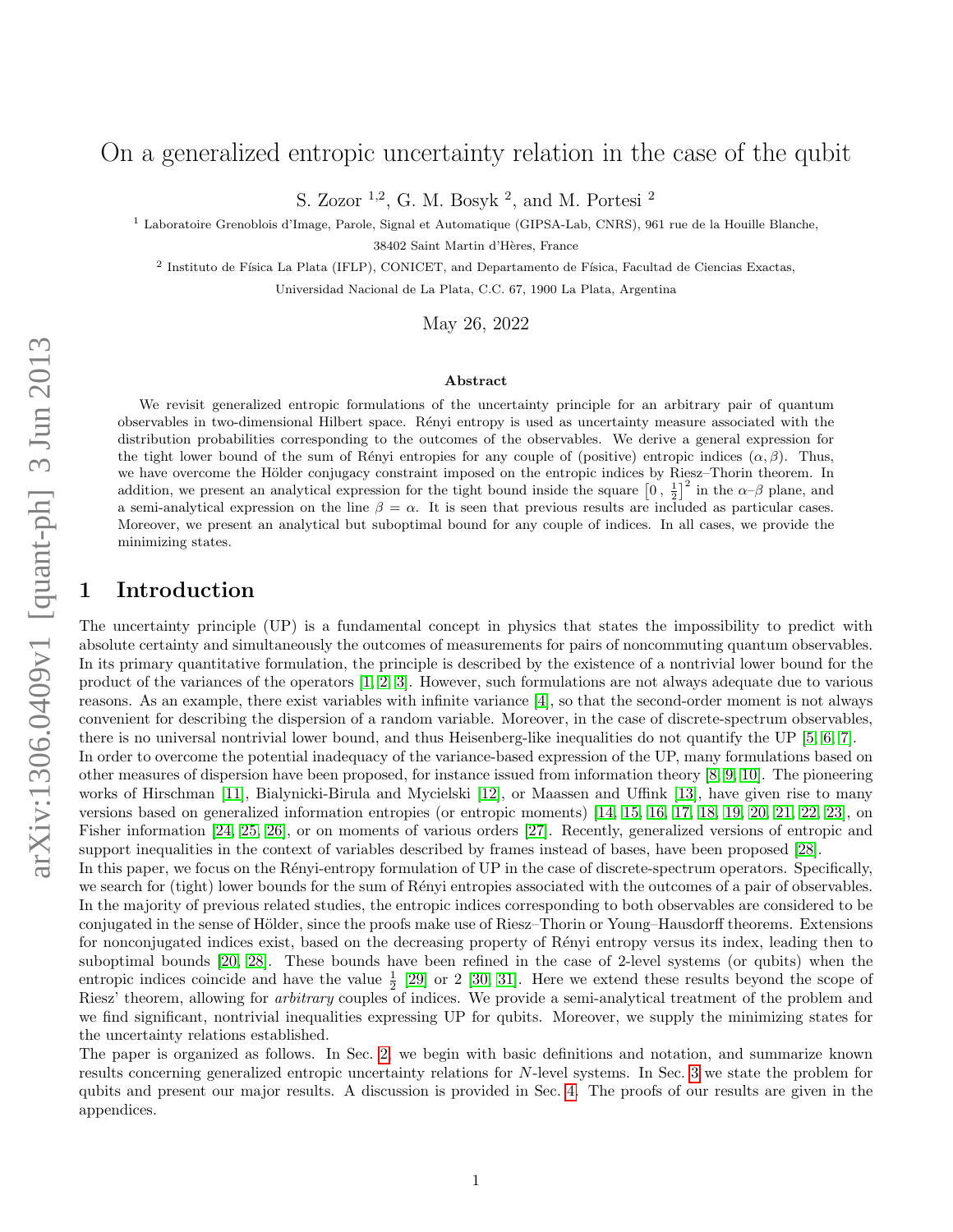# On a generalized entropic uncertainty relation in the case of the qubit

S. Zozor [1,2], G. M. Bosyk [2], and M. Portesi [2]

[1] Laboratoire Grenoblois d'Image, Parole, Signal et Automatique (GIPSA-Lab, CNRS), 961 rue de la Houille Blanche, 38402 Saint Martin d'Hères, France

[2] Instituto de Física La Plata (IFLP), CONICET, and Departamento de Física, Facultad de Ciencias Exactas, Universidad Nacional de La Plata, C.C. 67, 1900 La Plata, Argentina

May 26, 2022

### Abstract

We revisit generalized entropic formulations of the uncertainty principle for an arbitrary pair of quantum observables in two-dimensional Hilbert space. Rényi entropy is used as uncertainty measure associated with the distribution probabilities corresponding to the outcomes of the observables. We derive a general expression for the tight lower bound of the sum of Rényi entropies for any couple of (positive) entropic indices $(\alpha, \beta)$. Thus, we have overcome the Hölder conjugacy constraint imposed on the entropic indices by Riesz–Thorin theorem. In addition, we present an analytical expression for the tight bound inside the square $\left[0\,,\,\frac{1}{2}\right]^2$ in the $\alpha$–$\beta$ plane, and a semi-analytical expression on the line $\beta = \alpha$. It is seen that previous results are included as particular cases. Moreover, we present an analytical but suboptimal bound for any couple of indices. In all cases, we provide the minimizing states.

## 1 Introduction

The uncertainty principle (UP) is a fundamental concept in physics that states the impossibility to predict with absolute certainty and simultaneously the outcomes of measurements for pairs of noncommuting quantum observables. In its primary quantitative formulation, the principle is described by the existence of a nontrivial lower bound for the product of the variances of the operators [1, 2, 3]. However, such formulations are not always adequate due to various reasons. As an example, there exist variables with infinite variance [4], so that the second-order moment is not always convenient for describing the dispersion of a random variable. Moreover, in the case of discrete-spectrum observables, there is no universal nontrivial lower bound, and thus Heisenberg-like inequalities do not quantify the UP [5, 6, 7].

In order to overcome the potential inadequacy of the variance-based expression of the UP, many formulations based on other measures of dispersion have been proposed, for instance issued from information theory [8, 9, 10]. The pioneering works of Hirschman [11], Bialynicki-Birula and Mycielski [12], or Maassen and Uffink [13], have given rise to many versions based on generalized information entropies (or entropic moments) [14, 15, 16, 17, 18, 19, 20, 21, 22, 23], on Fisher information [24, 25, 26], or on moments of various orders [27]. Recently, generalized versions of entropic and support inequalities in the context of variables described by frames instead of bases, have been proposed [28].

In this paper, we focus on the Rényi-entropy formulation of UP in the case of discrete-spectrum operators. Specifically, we search for (tight) lower bounds for the sum of Rényi entropies associated with the outcomes of a pair of observables. In the majority of previous related studies, the entropic indices corresponding to both observables are considered to be conjugated in the sense of Hölder, since the proofs make use of Riesz–Thorin or Young–Hausdorff theorems. Extensions for nonconjugated indices exist, based on the decreasing property of Rényi entropy versus its index, leading then to suboptimal bounds [20, 28]. These bounds have been refined in the case of 2-level systems (or qubits) when the entropic indices coincide and have the value $\frac{1}{2}$ [29] or 2 [30, 31]. Here we extend these results beyond the scope of Riesz' theorem, allowing for *arbitrary* couples of indices. We provide a semi-analytical treatment of the problem and we find significant, nontrivial inequalities expressing UP for qubits. Moreover, we supply the minimizing states for the uncertainty relations established.

The paper is organized as follows. In Sec. 2, we begin with basic definitions and notation, and summarize known results concerning generalized entropic uncertainty relations for $N$-level systems. In Sec. 3 we state the problem for qubits and present our major results. A discussion is provided in Sec. 4. The proofs of our results are given in the appendices.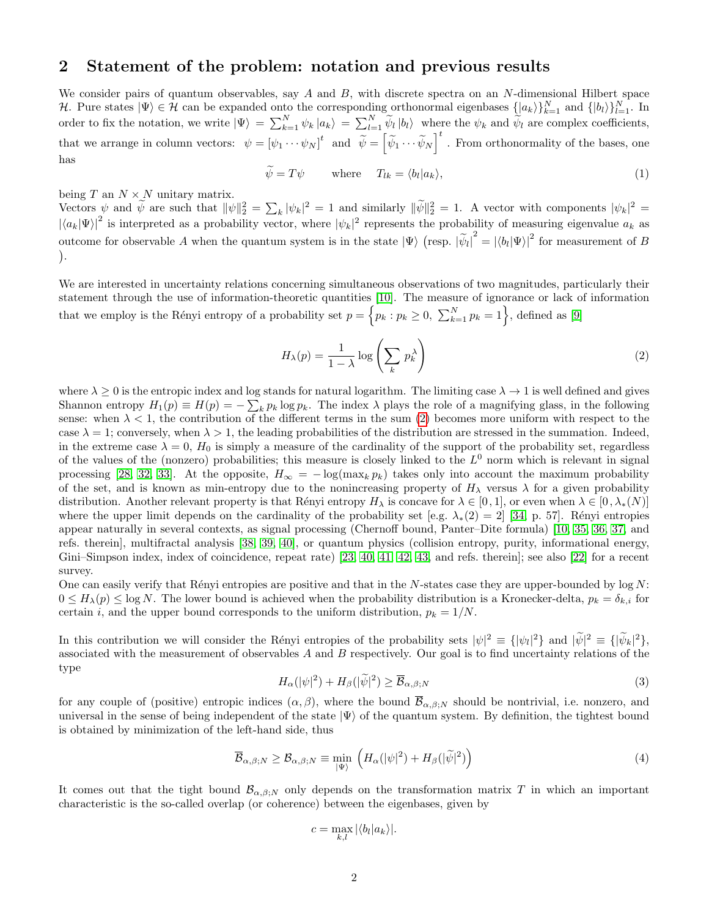## 2 Statement of the problem: notation and previous results

We consider pairs of quantum observables, say $A$ and $B$, with discrete spectra on an $N$-dimensional Hilbert space $\mathcal{H}$. Pure states $|\Psi\rangle \in \mathcal{H}$ can be expanded onto the corresponding orthonormal eigenbases $\{|a_k\rangle\}_{k=1}^N$ and $\{|b_l\rangle\}_{l=1}^N$. In order to fix the notation, we write $|\Psi\rangle = \sum_{k=1}^N \psi_k |a_k\rangle = \sum_{l=1}^N \widetilde{\psi}_l |b_l\rangle$ where the $\psi_k$ and $\widetilde{\psi}_l$ are complex coefficients, that we arrange in column vectors: $\psi = [\psi_1 \cdots \psi_N]^t$ and $\widetilde{\psi} = \left[\widetilde{\psi}_1 \cdots \widetilde{\psi}_N\right]^t$. From orthonormality of the bases, one has

$$\widetilde{\psi} = T\psi \qquad \text{where} \qquad T_{lk} = \langle b_l | a_k \rangle, \tag{1}$$

being $T$ an $N \times N$ unitary matrix.
Vectors $\psi$ and $\widetilde{\psi}$ are such that $\|\psi\|_2^2 = \sum_k |\psi_k|^2 = 1$ and similarly $\|\widetilde{\psi}\|_2^2 = 1$. A vector with components $|\psi_k|^2 = |\langle a_k|\Psi\rangle|^2$ is interpreted as a probability vector, where $|\psi_k|^2$ represents the probability of measuring eigenvalue $a_k$ as outcome for observable $A$ when the quantum system is in the state $|\Psi\rangle$ (resp. $|\widetilde{\psi}_l|^2 = |\langle b_l|\Psi\rangle|^2$ for measurement of $B$ ).

We are interested in uncertainty relations concerning simultaneous observations of two magnitudes, particularly their statement through the use of information-theoretic quantities [10]. The measure of ignorance or lack of information that we employ is the Rényi entropy of a probability set $p = \left\{p_k : p_k \geq 0,\ \sum_{k=1}^N p_k = 1\right\}$, defined as [9]

$$H_\lambda(p) = \frac{1}{1-\lambda} \log\left(\sum_k p_k^\lambda\right) \tag{2}$$

where $\lambda \geq 0$ is the entropic index and log stands for natural logarithm. The limiting case $\lambda \to 1$ is well defined and gives Shannon entropy $H_1(p) \equiv H(p) = -\sum_k p_k \log p_k$. The index $\lambda$ plays the role of a magnifying glass, in the following sense: when $\lambda < 1$, the contribution of the different terms in the sum (2) becomes more uniform with respect to the case $\lambda = 1$; conversely, when $\lambda > 1$, the leading probabilities of the distribution are stressed in the summation. Indeed, in the extreme case $\lambda = 0$, $H_0$ is simply a measure of the cardinality of the support of the probability set, regardless of the values of the (nonzero) probabilities; this measure is closely linked to the $L^0$ norm which is relevant in signal processing [28, 32, 33]. At the opposite, $H_\infty = -\log(\max_k p_k)$ takes only into account the maximum probability of the set, and is known as min-entropy due to the nonincreasing property of $H_\lambda$ versus $\lambda$ for a given probability distribution. Another relevant property is that Rényi entropy $H_\lambda$ is concave for $\lambda \in [0,1]$, or even when $\lambda \in [0, \lambda_*(N)]$ where the upper limit depends on the cardinality of the probability set [e.g. $\lambda_*(2) = 2$] [34, p. 57]. Rényi entropies appear naturally in several contexts, as signal processing (Chernoff bound, Panter–Dite formula) [10, 35, 36, 37, and refs. therein], multifractal analysis [38, 39, 40], or quantum physics (collision entropy, purity, informational energy, Gini–Simpson index, index of coincidence, repeat rate) [23, 40, 41, 42, 43, and refs. therein]; see also [22] for a recent survey.
One can easily verify that Rényi entropies are positive and that in the $N$-states case they are upper-bounded by $\log N$: $0 \leq H_\lambda(p) \leq \log N$. The lower bound is achieved when the probability distribution is a Kronecker-delta, $p_k = \delta_{k,i}$ for certain $i$, and the upper bound corresponds to the uniform distribution, $p_k = 1/N$.

In this contribution we will consider the Rényi entropies of the probability sets $|\psi|^2 \equiv \{|\psi_l|^2\}$ and $|\widetilde{\psi}|^2 \equiv \{|\widetilde{\psi}_k|^2\}$, associated with the measurement of observables $A$ and $B$ respectively. Our goal is to find uncertainty relations of the type

$$H_\alpha(|\psi|^2) + H_\beta(|\widetilde{\psi}|^2) \geq \overline{\mathcal{B}}_{\alpha,\beta;N} \tag{3}$$

for any couple of (positive) entropic indices $(\alpha, \beta)$, where the bound $\overline{\mathcal{B}}_{\alpha,\beta;N}$ should be nontrivial, i.e. nonzero, and universal in the sense of being independent of the state $|\Psi\rangle$ of the quantum system. By definition, the tightest bound is obtained by minimization of the left-hand side, thus

$$\overline{\mathcal{B}}_{\alpha,\beta;N} \geq \mathcal{B}_{\alpha,\beta;N} \equiv \min_{|\Psi\rangle} \left(H_\alpha(|\psi|^2) + H_\beta(|\widetilde{\psi}|^2)\right) \tag{4}$$

It comes out that the tight bound $\mathcal{B}_{\alpha,\beta;N}$ only depends on the transformation matrix $T$ in which an important characteristic is the so-called overlap (or coherence) between the eigenbases, given by

$$c = \max_{k,l} |\langle b_l | a_k \rangle|.$$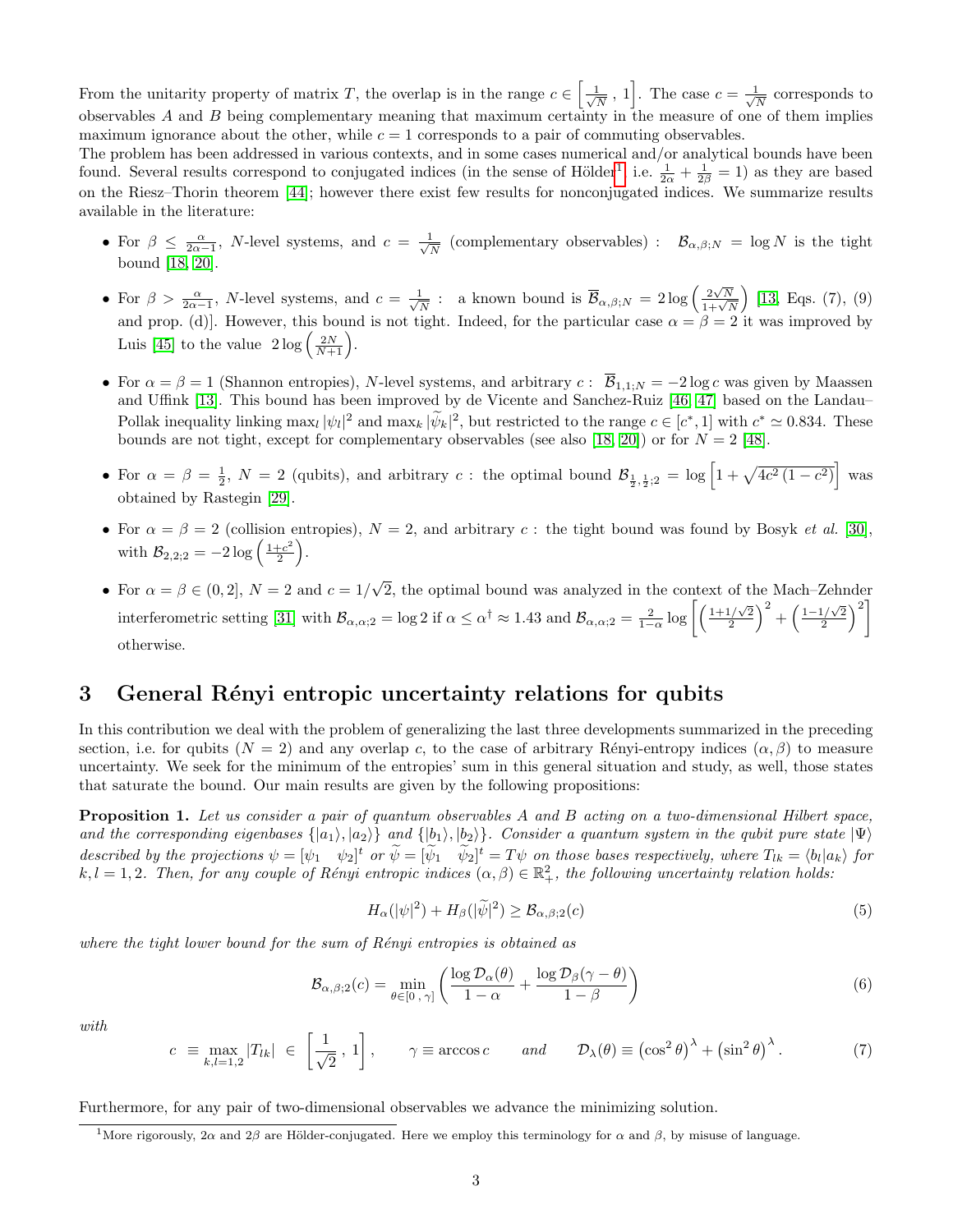From the unitarity property of matrix $T$, the overlap is in the range $c \in \left[\frac{1}{\sqrt{N}}\,,\,1\right]$. The case $c = \frac{1}{\sqrt{N}}$ corresponds to observables $A$ and $B$ being complementary meaning that maximum certainty in the measure of one of them implies maximum ignorance about the other, while $c = 1$ corresponds to a pair of commuting observables.
The problem has been addressed in various contexts, and in some cases numerical and/or analytical bounds have been found. Several results correspond to conjugated indices (in the sense of Hölder[1] i.e. $\frac{1}{2\alpha} + \frac{1}{2\beta} = 1$) as they are based on the Riesz–Thorin theorem [44]; however there exist few results for nonconjugated indices. We summarize results available in the literature:

- For $\beta \leq \frac{\alpha}{2\alpha - 1}$, $N$-level systems, and $c = \frac{1}{\sqrt{N}}$ (complementary observables) : $\mathcal{B}_{\alpha,\beta;N} = \log N$ is the tight bound [18, 20].
- For $\beta > \frac{\alpha}{2\alpha-1}$, $N$-level systems, and $c = \frac{1}{\sqrt{N}}$ : a known bound is $\overline{\mathcal{B}}_{\alpha,\beta;N} = 2 \log\left(\frac{2\sqrt{N}}{1+\sqrt{N}}\right)$ [13, Eqs. (7), (9) and prop. (d)]. However, this bound is not tight. Indeed, for the particular case $\alpha = \beta = 2$ it was improved by Luis [45] to the value $2\log\left(\frac{2N}{N+1}\right)$.
- For $\alpha = \beta = 1$ (Shannon entropies), $N$-level systems, and arbitrary $c$ : $\overline{\mathcal{B}}_{1,1;N} = -2\log c$ was given by Maassen and Uffink [13]. This bound has been improved by de Vicente and Sanchez-Ruiz [46, 47] based on the Landau–Pollak inequality linking $\max_l |\psi_l|^2$ and $\max_k |\widetilde{\psi}_k|^2$, but restricted to the range $c \in [c^*, 1]$ with $c^* \simeq 0.834$. These bounds are not tight, except for complementary observables (see also [18, 20]) or for $N = 2$ [48].
- For $\alpha = \beta = \frac{1}{2}$, $N = 2$ (qubits), and arbitrary $c$ : the optimal bound $\mathcal{B}_{\frac{1}{2},\frac{1}{2};2} = \log\left[1 + \sqrt{4c^2\left(1-c^2\right)}\right]$ was obtained by Rastegin [29].
- For $\alpha = \beta = 2$ (collision entropies), $N = 2$, and arbitrary $c$ : the tight bound was found by Bosyk *et al.* [30], with $\mathcal{B}_{2,2;2} = -2\log\left(\frac{1+c^2}{2}\right)$.
- For $\alpha = \beta \in (0, 2]$, $N = 2$ and $c = 1/\sqrt{2}$, the optimal bound was analyzed in the context of the Mach–Zehnder interferometric setting [31] with $\mathcal{B}_{\alpha,\alpha;2} = \log 2$ if $\alpha \leq \alpha^\dagger \approx 1.43$ and $\mathcal{B}_{\alpha,\alpha;2} = \frac{2}{1-\alpha}\log\left[\left(\frac{1+1/\sqrt{2}}{2}\right)^2 + \left(\frac{1-1/\sqrt{2}}{2}\right)^2\right]$ otherwise.

# 3 General Rényi entropic uncertainty relations for qubits

In this contribution we deal with the problem of generalizing the last three developments summarized in the preceding section, i.e. for qubits ($N = 2$) and any overlap $c$, to the case of arbitrary Rényi-entropy indices $(\alpha, \beta)$ to measure uncertainty. We seek for the minimum of the entropies' sum in this general situation and study, as well, those states that saturate the bound. Our main results are given by the following propositions:

**Proposition 1.** *Let us consider a pair of quantum observables $A$ and $B$ acting on a two-dimensional Hilbert space, and the corresponding eigenbases $\{|a_1\rangle, |a_2\rangle\}$ and $\{|b_1\rangle, |b_2\rangle\}$. Consider a quantum system in the qubit pure state $|\Psi\rangle$ described by the projections $\psi = [\psi_1 \quad \psi_2]^t$ or $\widetilde{\psi} = [\widetilde{\psi}_1 \quad \widetilde{\psi}_2]^t = T\psi$ on those bases respectively, where $T_{lk} = \langle b_l | a_k\rangle$ for $k, l = 1, 2$. Then, for any couple of Rényi entropic indices $(\alpha, \beta) \in \mathbb{R}_+^2$, the following uncertainty relation holds:*

$$H_\alpha(|\psi|^2) + H_\beta(|\widetilde{\psi}|^2) \geq \mathcal{B}_{\alpha,\beta;2}(c) \tag{5}$$

*where the tight lower bound for the sum of Rényi entropies is obtained as*

$$\mathcal{B}_{\alpha,\beta;2}(c) = \min_{\theta \in [0\,,\,\gamma]} \left(\frac{\log \mathcal{D}_\alpha(\theta)}{1-\alpha} + \frac{\log \mathcal{D}_\beta(\gamma - \theta)}{1-\beta}\right) \tag{6}$$

*with*

$$c \;\equiv\; \max_{k,l=1,2} |T_{lk}| \;\in\; \left[\frac{1}{\sqrt{2}}\,,\,1\right], \qquad \gamma \equiv \arccos c \qquad \text{and} \qquad \mathcal{D}_\lambda(\theta) \equiv \left(\cos^2\theta\right)^\lambda + \left(\sin^2\theta\right)^\lambda. \tag{7}$$

Furthermore, for any pair of two-dimensional observables we advance the minimizing solution.

[1] More rigorously, $2\alpha$ and $2\beta$ are Hölder-conjugated. Here we employ this terminology for $\alpha$ and $\beta$, by misuse of language.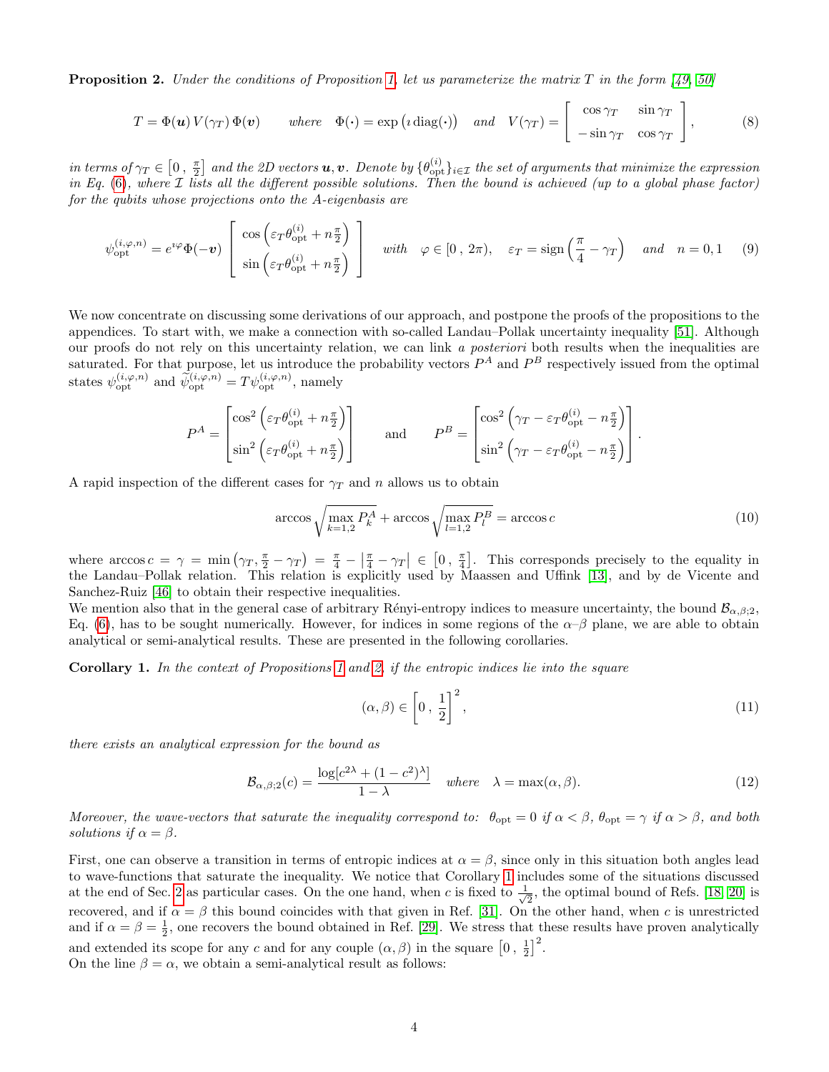**Proposition 2.** *Under the conditions of Proposition 1, let us parameterize the matrix $T$ in the form [49, 50]*

$$T = \Phi(\boldsymbol{u})\, V(\gamma_T)\, \Phi(\boldsymbol{v}) \qquad \text{where} \quad \Phi(\cdot) = \exp\left(\imath \operatorname{diag}(\cdot)\right) \quad \text{and} \quad V(\gamma_T) = \begin{bmatrix} \cos\gamma_T & \sin\gamma_T \\ -\sin\gamma_T & \cos\gamma_T \end{bmatrix}, \tag{8}$$

*in terms of $\gamma_T \in \left[0\,,\,\frac{\pi}{2}\right]$ and the 2D vectors $\boldsymbol{u}, \boldsymbol{v}$. Denote by $\{\theta_{\mathrm{opt}}^{(i)}\}_{i\in\mathcal{I}}$ the set of arguments that minimize the expression in Eq. (6), where $\mathcal{I}$ lists all the different possible solutions. Then the bound is achieved (up to a global phase factor) for the qubits whose projections onto the A-eigenbasis are*

$$\psi_{\mathrm{opt}}^{(i,\varphi,n)} = e^{\imath\varphi}\Phi(-\boldsymbol{v}) \begin{bmatrix} \cos\left(\varepsilon_T\theta_{\mathrm{opt}}^{(i)} + n\frac{\pi}{2}\right) \\ \sin\left(\varepsilon_T\theta_{\mathrm{opt}}^{(i)} + n\frac{\pi}{2}\right) \end{bmatrix} \quad \text{with} \quad \varphi \in [0\,,\,2\pi), \quad \varepsilon_T = \operatorname{sign}\left(\frac{\pi}{4} - \gamma_T\right) \quad \text{and} \quad n = 0, 1 \tag{9}$$

We now concentrate on discussing some derivations of our approach, and postpone the proofs of the propositions to the appendices. To start with, we make a connection with so-called Landau–Pollak uncertainty inequality [51]. Although our proofs do not rely on this uncertainty relation, we can link *a posteriori* both results when the inequalities are saturated. For that purpose, let us introduce the probability vectors $P^A$ and $P^B$ respectively issued from the optimal states $\psi_{\mathrm{opt}}^{(i,\varphi,n)}$ and $\widetilde{\psi}_{\mathrm{opt}}^{(i,\varphi,n)} = T\psi_{\mathrm{opt}}^{(i,\varphi,n)}$, namely

$$P^A = \begin{bmatrix} \cos^2\left(\varepsilon_T\theta_{\mathrm{opt}}^{(i)} + n\frac{\pi}{2}\right) \\ \sin^2\left(\varepsilon_T\theta_{\mathrm{opt}}^{(i)} + n\frac{\pi}{2}\right) \end{bmatrix} \qquad \text{and} \qquad P^B = \begin{bmatrix} \cos^2\left(\gamma_T - \varepsilon_T\theta_{\mathrm{opt}}^{(i)} - n\frac{\pi}{2}\right) \\ \sin^2\left(\gamma_T - \varepsilon_T\theta_{\mathrm{opt}}^{(i)} - n\frac{\pi}{2}\right) \end{bmatrix}.$$

A rapid inspection of the different cases for $\gamma_T$ and $n$ allows us to obtain

$$\arccos\sqrt{\max_{k=1,2} P_k^A} + \arccos\sqrt{\max_{l=1,2} P_l^B} = \arccos c \tag{10}$$

where $\arccos c = \gamma = \min\left(\gamma_T, \frac{\pi}{2} - \gamma_T\right) = \frac{\pi}{4} - \left|\frac{\pi}{4} - \gamma_T\right| \in \left[0\,,\,\frac{\pi}{4}\right]$. This corresponds precisely to the equality in the Landau–Pollak relation. This relation is explicitly used by Maassen and Uffink [13], and by de Vicente and Sanchez-Ruiz [46] to obtain their respective inequalities.

We mention also that in the general case of arbitrary Rényi-entropy indices to measure uncertainty, the bound $\mathcal{B}_{\alpha,\beta;2}$, Eq. (6), has to be sought numerically. However, for indices in some regions of the $\alpha$–$\beta$ plane, we are able to obtain analytical or semi-analytical results. These are presented in the following corollaries.

**Corollary 1.** *In the context of Propositions 1 and 2, if the entropic indices lie into the square*

$$(\alpha, \beta) \in \left[0\,,\,\frac{1}{2}\right]^2, \tag{11}$$

*there exists an analytical expression for the bound as*

$$\mathcal{B}_{\alpha,\beta;2}(c) = \frac{\log[c^{2\lambda} + (1-c^2)^\lambda]}{1-\lambda} \quad \text{where} \quad \lambda = \max(\alpha, \beta). \tag{12}$$

*Moreover, the wave-vectors that saturate the inequality correspond to: $\theta_{\mathrm{opt}} = 0$ if $\alpha < \beta$, $\theta_{\mathrm{opt}} = \gamma$ if $\alpha > \beta$, and both solutions if $\alpha = \beta$.*

First, one can observe a transition in terms of entropic indices at $\alpha = \beta$, since only in this situation both angles lead to wave-functions that saturate the inequality. We notice that Corollary 1 includes some of the situations discussed at the end of Sec. 2 as particular cases. On the one hand, when $c$ is fixed to $\frac{1}{\sqrt{2}}$, the optimal bound of Refs. [18, 20] is recovered, and if $\alpha = \beta$ this bound coincides with that given in Ref. [31]. On the other hand, when $c$ is unrestricted and if $\alpha = \beta = \frac{1}{2}$, one recovers the bound obtained in Ref. [29]. We stress that these results have proven analytically and extended its scope for any $c$ and for any couple $(\alpha, \beta)$ in the square $\left[0\,,\,\frac{1}{2}\right]^2$.

On the line $\beta = \alpha$, we obtain a semi-analytical result as follows: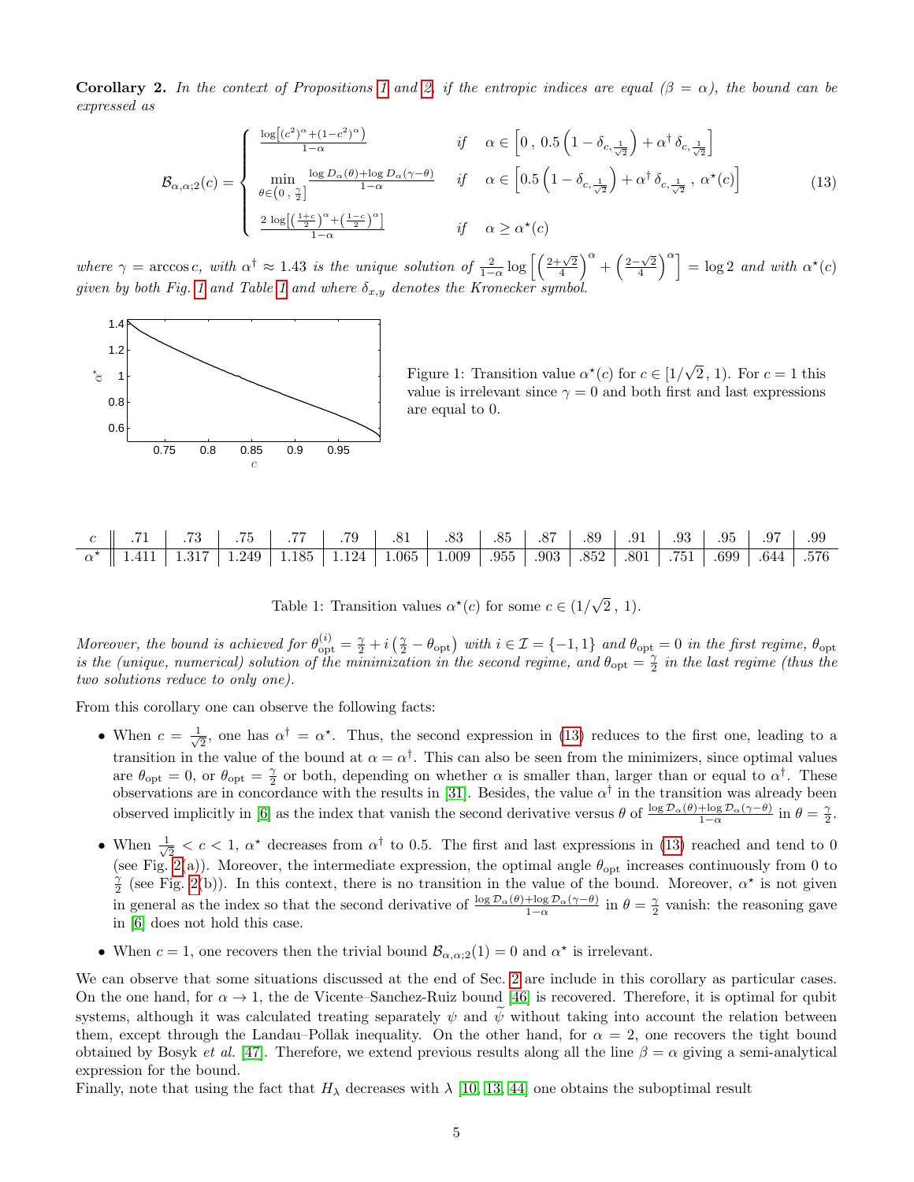**Corollary 2.** *In the context of Propositions 1 and 2, if the entropic indices are equal ($\beta = \alpha$), the bound can be expressed as*

$$\mathcal{B}_{\alpha,\alpha;2}(c) = \begin{cases} \frac{\log\left[(c^2)^\alpha + (1-c^2)^\alpha\right]}{1-\alpha} & \text{if} \quad \alpha \in \left[0\,,\, 0.5\left(1 - \delta_{c,\frac{1}{\sqrt{2}}}\right) + \alpha^\dagger\, \delta_{c,\frac{1}{\sqrt{2}}}\right] \\ \min\limits_{\theta \in \left(0\,,\,\frac{\gamma}{2}\right]} \frac{\log D_\alpha(\theta) + \log D_\alpha(\gamma-\theta)}{1-\alpha} & \text{if} \quad \alpha \in \left[0.5\left(1 - \delta_{c,\frac{1}{\sqrt{2}}}\right) + \alpha^\dagger\, \delta_{c,\frac{1}{\sqrt{2}}}\,,\, \alpha^\star(c)\right] \\ \frac{2\,\log\left[\left(\frac{1+c}{2}\right)^\alpha + \left(\frac{1-c}{2}\right)^\alpha\right]}{1-\alpha} & \text{if} \quad \alpha \geq \alpha^\star(c) \end{cases} \tag{13}$$

*where $\gamma = \arccos c$, with $\alpha^\dagger \approx 1.43$ is the unique solution of $\frac{2}{1-\alpha} \log\left[\left(\frac{2+\sqrt{2}}{4}\right)^\alpha + \left(\frac{2-\sqrt{2}}{4}\right)^\alpha\right] = \log 2$ and with $\alpha^\star(c)$ given by both Fig. 1 and Table 1 and where $\delta_{x,y}$ denotes the Kronecker symbol.*

1.4
1.2
1
0.8
0.6
$\alpha^\star$
0.75 0.8 0.85 0.9 0.95
$c$

Figure 1: Transition value $\alpha^\star(c)$ for $c \in [1/\sqrt{2}\,,1)$. For $c = 1$ this value is irrelevant since $\gamma = 0$ and both first and last expressions are equal to 0.

| $c$ | .71 | .73 | .75 | .77 | .79 | .81 | .83 | .85 | .87 | .89 | .91 | .93 | .95 | .97 | .99 |
|---|---|---|---|---|---|---|---|---|---|---|---|---|---|---|---|
| $\alpha^\star$ | 1.411 | 1.317 | 1.249 | 1.185 | 1.124 | 1.065 | 1.009 | .955 | .903 | .852 | .801 | .751 | .699 | .644 | .576 |

Table 1: Transition values $\alpha^\star(c)$ for some $c \in (1/\sqrt{2}\,,1)$.

*Moreover, the bound is achieved for $\theta_{\text{opt}}^{(i)} = \frac{\gamma}{2} + i\left(\frac{\gamma}{2} - \theta_{\text{opt}}\right)$ with $i \in \mathcal{I} = \{-1, 1\}$ and $\theta_{\text{opt}} = 0$ in the first regime, $\theta_{\text{opt}}$ is the (unique, numerical) solution of the minimization in the second regime, and $\theta_{\text{opt}} = \frac{\gamma}{2}$ in the last regime (thus the two solutions reduce to only one).*

From this corollary one can observe the following facts:

- When $c = \frac{1}{\sqrt{2}}$, one has $\alpha^\dagger = \alpha^\star$. Thus, the second expression in (13) reduces to the first one, leading to a transition in the value of the bound at $\alpha = \alpha^\dagger$. This can also be seen from the minimizers, since optimal values are $\theta_{\text{opt}} = 0$, or $\theta_{\text{opt}} = \frac{\gamma}{2}$ or both, depending on whether $\alpha$ is smaller than, larger than or equal to $\alpha^\dagger$. These observations are in concordance with the results in [31]. Besides, the value $\alpha^\dagger$ in the transition was already been observed implicitly in [6] as the index that vanish the second derivative versus $\theta$ of $\frac{\log \mathcal{D}_\alpha(\theta) + \log \mathcal{D}_\alpha(\gamma-\theta)}{1-\alpha}$ in $\theta = \frac{\gamma}{2}$.
- When $\frac{1}{\sqrt{2}} < c < 1$, $\alpha^\star$ decreases from $\alpha^\dagger$ to 0.5. The first and last expressions in (13) reached and tend to 0 (see Fig. 2(a)). Moreover, the intermediate expression, the optimal angle $\theta_{\text{opt}}$ increases continuously from 0 to $\frac{\gamma}{2}$ (see Fig. 2(b)). In this context, there is no transition in the value of the bound. Moreover, $\alpha^\star$ is not given in general as the index so that the second derivative of $\frac{\log \mathcal{D}_\alpha(\theta) + \log \mathcal{D}_\alpha(\gamma-\theta)}{1-\alpha}$ in $\theta = \frac{\gamma}{2}$ vanish: the reasoning gave in [6] does not hold this case.
- When $c = 1$, one recovers then the trivial bound $\mathcal{B}_{\alpha,\alpha;2}(1) = 0$ and $\alpha^\star$ is irrelevant.

We can observe that some situations discussed at the end of Sec. 2 are include in this corollary as particular cases. On the one hand, for $\alpha \to 1$, the de Vicente–Sanchez-Ruiz bound [46] is recovered. Therefore, it is optimal for qubit systems, although it was calculated treating separately $\psi$ and $\widetilde{\psi}$ without taking into account the relation between them, except through the Landau–Pollak inequality. On the other hand, for $\alpha = 2$, one recovers the tight bound obtained by Bosyk *et al.* [47]. Therefore, we extend previous results along all the line $\beta = \alpha$ giving a semi-analytical expression for the bound.

Finally, note that using the fact that $H_\lambda$ decreases with $\lambda$ [10, 13, 44] one obtains the suboptimal result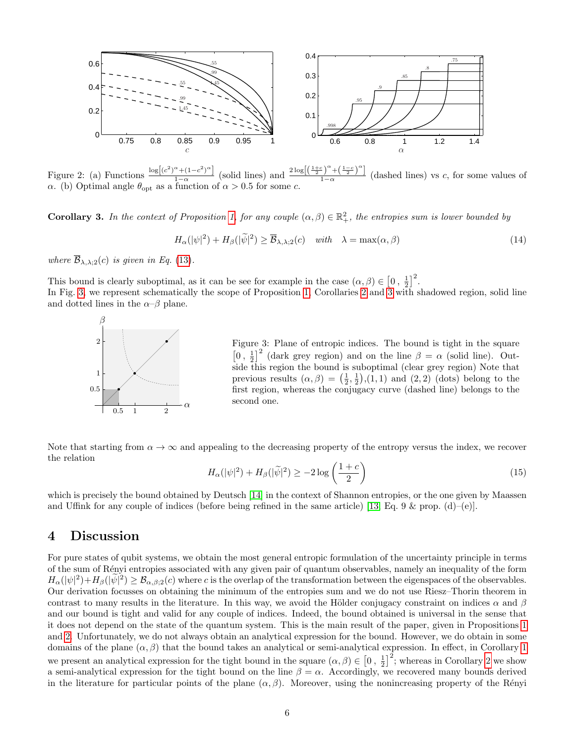0.6
0.4
0.2
0
0.75 0.8 0.85 0.9 0.95 1
$c$

.55
.99
1.45
.55
.99
1.45

0.4
0.3
0.2
0.1
0
0.6 0.8 1 1.2 1.4
$\alpha$

.998
.95
.9
.85
.8
.75

Figure 2: (a) Functions $\frac{\log\left[(c^2)^\alpha+(1-c^2)^\alpha\right]}{1-\alpha}$ (solid lines) and $\frac{2\log\left[\left(\frac{1+c}{2}\right)^\alpha+\left(\frac{1-c}{2}\right)^\alpha\right]}{1-\alpha}$ (dashed lines) vs $c$, for some values of $\alpha$. (b) Optimal angle $\theta_{\mathrm{opt}}$ as a function of $\alpha > 0.5$ for some $c$.

**Corollary 3.** *In the context of Proposition 1, for any couple $(\alpha,\beta) \in \mathbb{R}_+^2$, the entropies sum is lower bounded by*

$$H_\alpha(|\psi|^2) + H_\beta(|\widetilde{\psi}|^2) \geq \overline{\mathcal{B}}_{\lambda,\lambda;2}(c) \quad \text{with} \quad \lambda = \max(\alpha,\beta) \tag{14}$$

*where $\overline{\mathcal{B}}_{\lambda,\lambda;2}(c)$ is given in Eq. (13).*

This bound is clearly suboptimal, as it can be see for example in the case $(\alpha,\beta) \in \left[0\,,\,\frac{1}{2}\right]^2$.
In Fig. 3, we represent schematically the scope of Proposition 1, Corollaries 2 and 3 with shadowed region, solid line and dotted lines in the $\alpha$–$\beta$ plane.

$\beta$
2
1
0.5
0.5 1 2
$\alpha$

Figure 3: Plane of entropic indices. The bound is tight in the square $\left[0\,,\,\frac{1}{2}\right]^2$ (dark grey region) and on the line $\beta = \alpha$ (solid line). Outside this region the bound is suboptimal (clear grey region) Note that previous results $(\alpha,\beta) = \left(\frac{1}{2},\frac{1}{2}\right)$,$(1,1)$ and $(2,2)$ (dots) belong to the first region, whereas the conjugacy curve (dashed line) belongs to the second one.

Note that starting from $\alpha \to \infty$ and appealing to the decreasing property of the entropy versus the index, we recover the relation

$$H_\alpha(|\psi|^2) + H_\beta(|\widetilde{\psi}|^2) \geq -2\log\left(\frac{1+c}{2}\right) \tag{15}$$

which is precisely the bound obtained by Deutsch [14] in the context of Shannon entropies, or the one given by Maassen and Uffink for any couple of indices (before being refined in the same article) [13, Eq. 9 & prop. (d)–(e)].

## 4 Discussion

For pure states of qubit systems, we obtain the most general entropic formulation of the uncertainty principle in terms of the sum of Rényi entropies associated with any given pair of quantum observables, namely an inequality of the form $H_\alpha(|\psi|^2)+H_\beta(|\widetilde{\psi}|^2) \geq \mathcal{B}_{\alpha,\beta;2}(c)$ where $c$ is the overlap of the transformation between the eigenspaces of the observables. Our derivation focusses on obtaining the minimum of the entropies sum and we do not use Riesz–Thorin theorem in contrast to many results in the literature. In this way, we avoid the Hölder conjugacy constraint on indices $\alpha$ and $\beta$ and our bound is tight and valid for any couple of indices. Indeed, the bound obtained is universal in the sense that it does not depend on the state of the quantum system. This is the main result of the paper, given in Propositions 1 and 2. Unfortunately, we do not always obtain an analytical expression for the bound. However, we do obtain in some domains of the plane $(\alpha,\beta)$ that the bound takes an analytical or semi-analytical expression. In effect, in Corollary 1 we present an analytical expression for the tight bound in the square $(\alpha,\beta) \in \left[0\,,\,\frac{1}{2}\right]^2$; whereas in Corollary 2 we show a semi-analytical expression for the tight bound on the line $\beta = \alpha$. Accordingly, we recovered many bounds derived in the literature for particular points of the plane $(\alpha,\beta)$. Moreover, using the nonincreasing property of the Rényi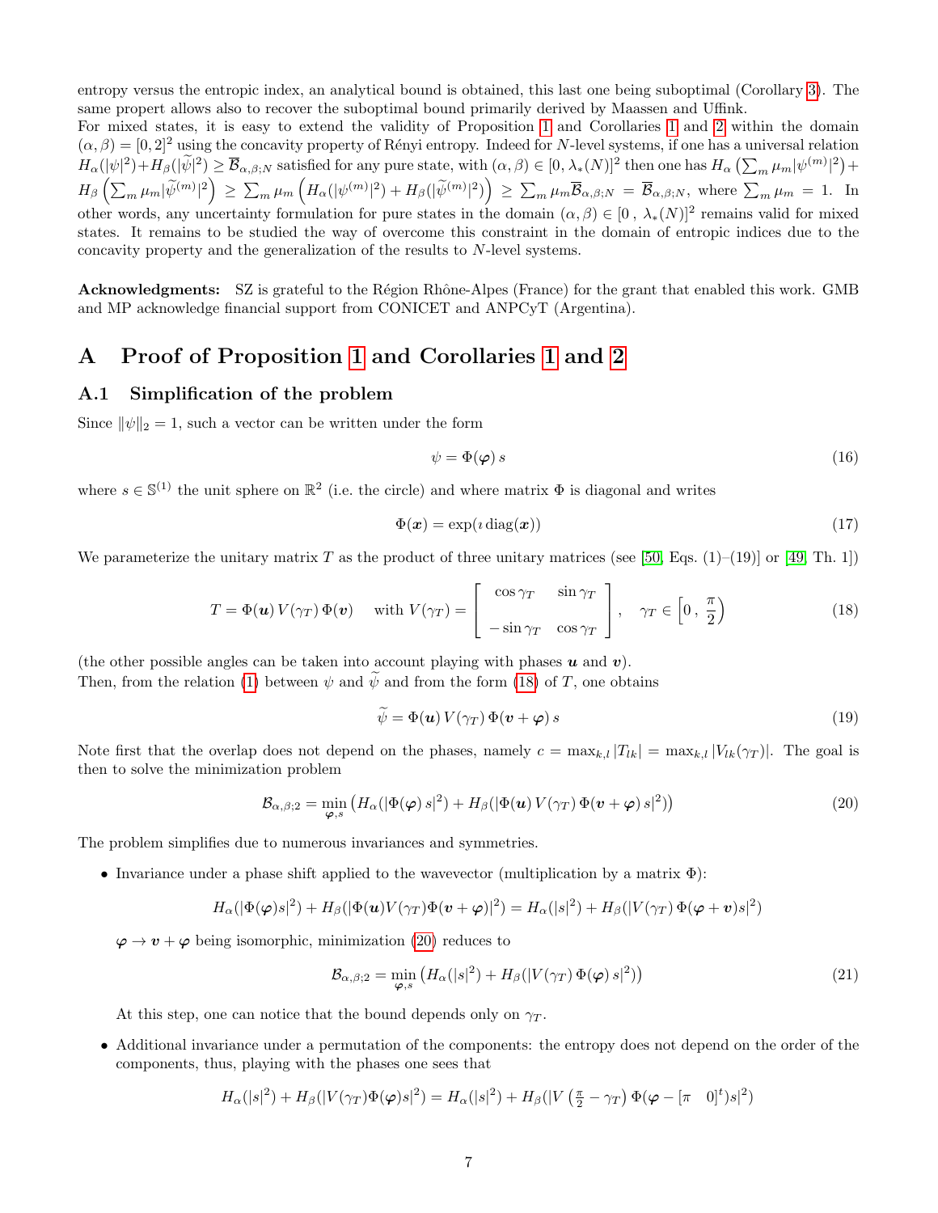entropy versus the entropic index, an analytical bound is obtained, this last one being suboptimal (Corollary 3). The same propert allows also to recover the suboptimal bound primarily derived by Maassen and Uffink.

For mixed states, it is easy to extend the validity of Proposition 1 and Corollaries 1 and 2 within the domain $(\alpha,\beta) = [0,2]^2$ using the concavity property of Rényi entropy. Indeed for $N$-level systems, if one has a universal relation $H_\alpha(|\psi|^2)+H_\beta(|\widetilde{\psi}|^2) \ge \overline{\mathcal{B}}_{\alpha,\beta;N}$ satisfied for any pure state, with $(\alpha,\beta) \in [0,\lambda_*(N)]^2$ then one has $H_\alpha\left(\sum_m \mu_m |\psi^{(m)}|^2\right) + H_\beta\left(\sum_m \mu_m |\widetilde{\psi}^{(m)}|^2\right) \ge \sum_m \mu_m \left(H_\alpha(|\psi^{(m)}|^2) + H_\beta(|\widetilde{\psi}^{(m)}|^2)\right) \ge \sum_m \mu_m \overline{\mathcal{B}}_{\alpha,\beta;N} = \overline{\mathcal{B}}_{\alpha,\beta;N}$, where $\sum_m \mu_m = 1$. In other words, any uncertainty formulation for pure states in the domain $(\alpha,\beta) \in [0\,,\,\lambda_*(N)]^2$ remains valid for mixed states. It remains to be studied the way of overcome this constraint in the domain of entropic indices due to the concavity property and the generalization of the results to $N$-level systems.

**Acknowledgments:** SZ is grateful to the Région Rhône-Alpes (France) for the grant that enabled this work. GMB and MP acknowledge financial support from CONICET and ANPCyT (Argentina).

# A Proof of Proposition 1 and Corollaries 1 and 2

## A.1 Simplification of the problem

Since $\|\psi\|_2 = 1$, such a vector can be written under the form

$$\psi = \Phi(\boldsymbol{\varphi})\, s \tag{16}$$

where $s \in \mathbb{S}^{(1)}$ the unit sphere on $\mathbb{R}^2$ (i.e. the circle) and where matrix $\Phi$ is diagonal and writes

$$\Phi(\boldsymbol{x}) = \exp(\imath \, \mathrm{diag}(\boldsymbol{x})) \tag{17}$$

We parameterize the unitary matrix $T$ as the product of three unitary matrices (see [50, Eqs. (1)–(19)] or [49, Th. 1])

$$T = \Phi(\boldsymbol{u})\, V(\gamma_T)\, \Phi(\boldsymbol{v}) \quad \text{ with } V(\gamma_T) = \left[\begin{array}{cc} \cos\gamma_T & \sin\gamma_T \\ -\sin\gamma_T & \cos\gamma_T \end{array}\right], \quad \gamma_T \in \left[0\,,\,\frac{\pi}{2}\right) \tag{18}$$

(the other possible angles can be taken into account playing with phases $\boldsymbol{u}$ and $\boldsymbol{v}$).

Then, from the relation (1) between $\psi$ and $\widetilde{\psi}$ and from the form (18) of $T$, one obtains

$$\widetilde{\psi} = \Phi(\boldsymbol{u})\, V(\gamma_T)\, \Phi(\boldsymbol{v}+\boldsymbol{\varphi})\, s \tag{19}$$

Note first that the overlap does not depend on the phases, namely $c = \max_{k,l} |T_{lk}| = \max_{k,l} |V_{lk}(\gamma_T)|$. The goal is then to solve the minimization problem

$$\mathcal{B}_{\alpha,\beta;2} = \min_{\boldsymbol{\varphi},s} \left( H_\alpha(|\Phi(\boldsymbol{\varphi})\, s|^2) + H_\beta(|\Phi(\boldsymbol{u})\, V(\gamma_T)\, \Phi(\boldsymbol{v}+\boldsymbol{\varphi})\, s|^2) \right) \tag{20}$$

The problem simplifies due to numerous invariances and symmetries.

- Invariance under a phase shift applied to the wavevector (multiplication by a matrix $\Phi$):

  $$H_\alpha(|\Phi(\boldsymbol{\varphi})s|^2) + H_\beta(|\Phi(\boldsymbol{u})V(\gamma_T)\Phi(\boldsymbol{v}+\boldsymbol{\varphi})|^2) = H_\alpha(|s|^2) + H_\beta(|V(\gamma_T)\,\Phi(\boldsymbol{\varphi}+\boldsymbol{v})s|^2)$$

  $\boldsymbol{\varphi} \to \boldsymbol{v}+\boldsymbol{\varphi}$ being isomorphic, minimization (20) reduces to

  $$\mathcal{B}_{\alpha,\beta;2} = \min_{\boldsymbol{\varphi},s} \left( H_\alpha(|s|^2) + H_\beta(|V(\gamma_T)\,\Phi(\boldsymbol{\varphi})\, s|^2) \right) \tag{21}$$

  At this step, one can notice that the bound depends only on $\gamma_T$.

- Additional invariance under a permutation of the components: the entropy does not depend on the order of the components, thus, playing with the phases one sees that

  $$H_\alpha(|s|^2) + H_\beta(|V(\gamma_T)\Phi(\boldsymbol{\varphi})s|^2) = H_\alpha(|s|^2) + H_\beta(|V\left(\tfrac{\pi}{2}-\gamma_T\right)\Phi(\boldsymbol{\varphi}-[\pi \quad 0]^t)s|^2)$$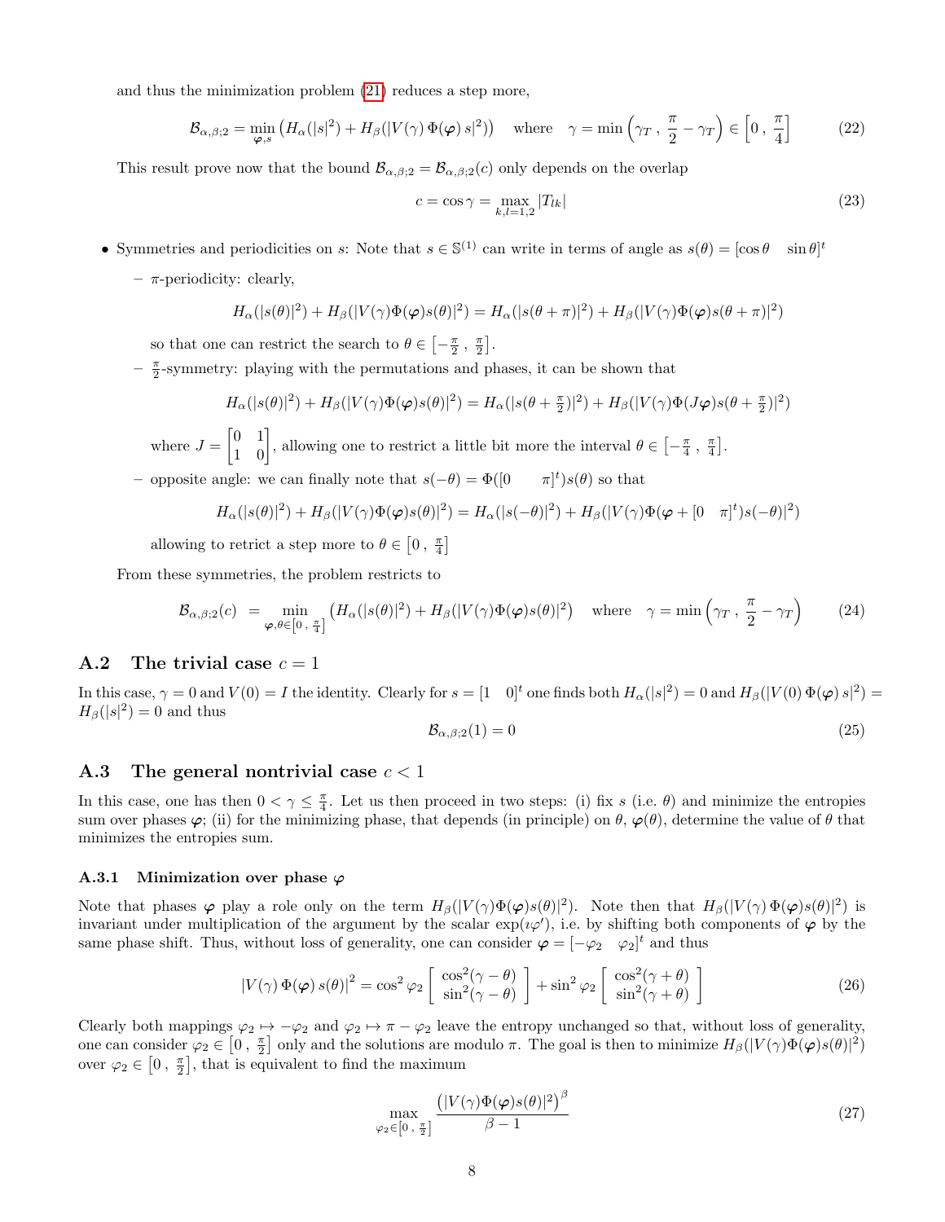and thus the minimization problem (21) reduces a step more,

$$\mathcal{B}_{\alpha,\beta;2} = \min_{\boldsymbol{\varphi},s} \left( H_\alpha(|s|^2) + H_\beta(|V(\gamma)\,\Phi(\boldsymbol{\varphi})\,s|^2) \right) \quad \text{where} \quad \gamma = \min\left(\gamma_T\,,\,\frac{\pi}{2}-\gamma_T\right) \in \left[0\,,\,\frac{\pi}{4}\right] \tag{22}$$

This result prove now that the bound $\mathcal{B}_{\alpha,\beta;2} = \mathcal{B}_{\alpha,\beta;2}(c)$ only depends on the overlap

$$c = \cos\gamma = \max_{k,l=1,2} |T_{lk}| \tag{23}$$

- Symmetries and periodicities on $s$: Note that $s \in \mathbb{S}^{(1)}$ can write in terms of angle as $s(\theta) = [\cos\theta \quad \sin\theta]^t$
  - $\pi$-periodicity: clearly,

    $$H_\alpha(|s(\theta)|^2) + H_\beta(|V(\gamma)\Phi(\boldsymbol{\varphi})s(\theta)|^2) = H_\alpha(|s(\theta+\pi)|^2) + H_\beta(|V(\gamma)\Phi(\boldsymbol{\varphi})s(\theta+\pi)|^2)$$

    so that one can restrict the search to $\theta \in \left[-\frac{\pi}{2}\,,\,\frac{\pi}{2}\right]$.
  - $\frac{\pi}{2}$-symmetry: playing with the permutations and phases, it can be shown that

    $$H_\alpha(|s(\theta)|^2) + H_\beta(|V(\gamma)\Phi(\boldsymbol{\varphi})s(\theta)|^2) = H_\alpha(|s(\theta+\tfrac{\pi}{2})|^2) + H_\beta(|V(\gamma)\Phi(J\boldsymbol{\varphi})s(\theta+\tfrac{\pi}{2})|^2)$$

    where $J = \begin{bmatrix} 0 & 1 \\ 1 & 0 \end{bmatrix}$, allowing one to restrict a little bit more the interval $\theta \in \left[-\frac{\pi}{4}\,,\,\frac{\pi}{4}\right]$.
  - opposite angle: we can finally note that $s(-\theta) = \Phi([0 \quad \pi]^t)s(\theta)$ so that

    $$H_\alpha(|s(\theta)|^2) + H_\beta(|V(\gamma)\Phi(\boldsymbol{\varphi})s(\theta)|^2) = H_\alpha(|s(-\theta)|^2) + H_\beta(|V(\gamma)\Phi(\boldsymbol{\varphi}+[0 \quad \pi]^t)s(-\theta)|^2)$$

    allowing to retrict a step more to $\theta \in \left[0\,,\,\frac{\pi}{4}\right]$

From these symmetries, the problem restricts to

$$\mathcal{B}_{\alpha,\beta;2}(c) \;=\; \min_{\boldsymbol{\varphi},\theta\in\left[0\,,\,\frac{\pi}{4}\right]} \left( H_\alpha(|s(\theta)|^2) + H_\beta(|V(\gamma)\Phi(\boldsymbol{\varphi})s(\theta)|^2) \right) \quad \text{where} \quad \gamma = \min\left(\gamma_T\,,\,\frac{\pi}{2}-\gamma_T\right) \tag{24}$$

## A.2 The trivial case $c = 1$

In this case, $\gamma = 0$ and $V(0) = I$ the identity. Clearly for $s = [1 \quad 0]^t$ one finds both $H_\alpha(|s|^2) = 0$ and $H_\beta(|V(0)\,\Phi(\boldsymbol{\varphi})\,s|^2) = H_\beta(|s|^2) = 0$ and thus

$$\mathcal{B}_{\alpha,\beta;2}(1) = 0 \tag{25}$$

## A.3 The general nontrivial case $c < 1$

In this case, one has then $0 < \gamma \le \frac{\pi}{4}$. Let us then proceed in two steps: (i) fix $s$ (i.e. $\theta$) and minimize the entropies sum over phases $\boldsymbol{\varphi}$; (ii) for the minimizing phase, that depends (in principle) on $\theta$, $\boldsymbol{\varphi}(\theta)$, determine the value of $\theta$ that minimizes the entropies sum.

### A.3.1 Minimization over phase $\boldsymbol{\varphi}$

Note that phases $\boldsymbol{\varphi}$ play a role only on the term $H_\beta(|V(\gamma)\Phi(\boldsymbol{\varphi})s(\theta)|^2)$. Note then that $H_\beta(|V(\gamma)\,\Phi(\boldsymbol{\varphi})s(\theta)|^2)$ is invariant under multiplication of the argument by the scalar $\exp(\imath\varphi')$, i.e. by shifting both components of $\boldsymbol{\varphi}$ by the same phase shift. Thus, without loss of generality, one can consider $\boldsymbol{\varphi} = [-\varphi_2 \quad \varphi_2]^t$ and thus

$$|V(\gamma)\,\Phi(\boldsymbol{\varphi})\,s(\theta)|^2 = \cos^2\varphi_2 \begin{bmatrix} \cos^2(\gamma-\theta) \\ \sin^2(\gamma-\theta) \end{bmatrix} + \sin^2\varphi_2 \begin{bmatrix} \cos^2(\gamma+\theta) \\ \sin^2(\gamma+\theta) \end{bmatrix} \tag{26}$$

Clearly both mappings $\varphi_2 \mapsto -\varphi_2$ and $\varphi_2 \mapsto \pi - \varphi_2$ leave the entropy unchanged so that, without loss of generality, one can consider $\varphi_2 \in \left[0\,,\,\frac{\pi}{2}\right]$ only and the solutions are modulo $\pi$. The goal is then to minimize $H_\beta(|V(\gamma)\Phi(\boldsymbol{\varphi})s(\theta)|^2)$ over $\varphi_2 \in \left[0\,,\,\frac{\pi}{2}\right]$, that is equivalent to find the maximum

$$\max_{\varphi_2\in\left[0\,,\,\frac{\pi}{2}\right]} \frac{\left(|V(\gamma)\Phi(\boldsymbol{\varphi})s(\theta)|^2\right)^\beta}{\beta-1} \tag{27}$$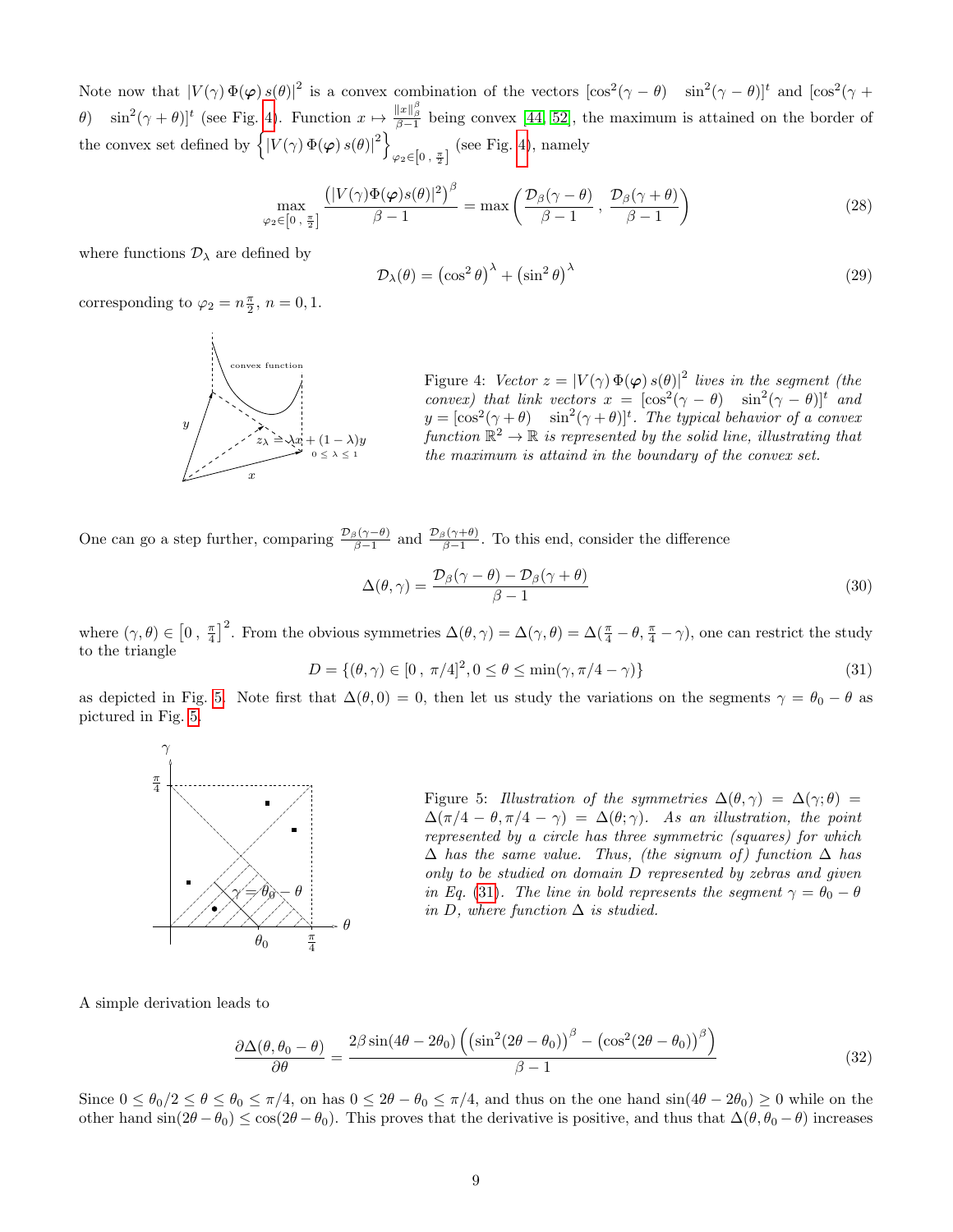Note now that $|V(\gamma)\,\Phi(\boldsymbol{\varphi})\,s(\theta)|^2$ is a convex combination of the vectors $[\cos^2(\gamma-\theta) \quad \sin^2(\gamma-\theta)]^t$ and $[\cos^2(\gamma+\theta) \quad \sin^2(\gamma+\theta)]^t$ (see Fig. 4). Function $x \mapsto \frac{\|x\|_\beta^\beta}{\beta-1}$ being convex [44, 52], the maximum is attained on the border of the convex set defined by $\left\{|V(\gamma)\,\Phi(\boldsymbol{\varphi})\,s(\theta)|^2\right\}_{\varphi_2\in\left[0\,,\,\frac{\pi}{2}\right]}$ (see Fig. 4), namely

$$\max_{\varphi_2\in\left[0\,,\,\frac{\pi}{2}\right]} \frac{\left(|V(\gamma)\Phi(\boldsymbol{\varphi})s(\theta)|^2\right)^\beta}{\beta-1} = \max\left(\frac{\mathcal{D}_\beta(\gamma-\theta)}{\beta-1}\,,\,\frac{\mathcal{D}_\beta(\gamma+\theta)}{\beta-1}\right) \tag{28}$$

where functions $\mathcal{D}_\lambda$ are defined by

$$\mathcal{D}_\lambda(\theta) = \left(\cos^2\theta\right)^\lambda + \left(\sin^2\theta\right)^\lambda \tag{29}$$

corresponding to $\varphi_2 = n\frac{\pi}{2}$, $n = 0, 1$.

convex function

$y$

$z_\lambda = \lambda x + (1-\lambda)y$

$0 \leq \lambda \leq 1$

$x$

Figure 4: *Vector $z = |V(\gamma)\,\Phi(\boldsymbol{\varphi})\,s(\theta)|^2$ lives in the segment (the convex) that link vectors $x = [\cos^2(\gamma-\theta) \quad \sin^2(\gamma-\theta)]^t$ and $y = [\cos^2(\gamma+\theta) \quad \sin^2(\gamma+\theta)]^t$. The typical behavior of a convex function $\mathbb{R}^2 \to \mathbb{R}$ is represented by the solid line, illustrating that the maximum is attaind in the boundary of the convex set.*

One can go a step further, comparing $\frac{\mathcal{D}_\beta(\gamma-\theta)}{\beta-1}$ and $\frac{\mathcal{D}_\beta(\gamma+\theta)}{\beta-1}$. To this end, consider the difference

$$\Delta(\theta,\gamma) = \frac{\mathcal{D}_\beta(\gamma-\theta) - \mathcal{D}_\beta(\gamma+\theta)}{\beta-1} \tag{30}$$

where $(\gamma,\theta) \in \left[0\,,\,\frac{\pi}{4}\right]^2$. From the obvious symmetries $\Delta(\theta,\gamma) = \Delta(\gamma,\theta) = \Delta(\frac{\pi}{4}-\theta, \frac{\pi}{4}-\gamma)$, one can restrict the study to the triangle

$$D = \{(\theta,\gamma) \in [0\,,\,\pi/4]^2, 0 \leq \theta \leq \min(\gamma, \pi/4-\gamma)\} \tag{31}$$

as depicted in Fig. 5. Note first that $\Delta(\theta,0) = 0$, then let us study the variations on the segments $\gamma = \theta_0 - \theta$ as pictured in Fig. 5.

$\gamma$

$\frac{\pi}{4}$

$\gamma = \theta_0 - \theta$

$\theta_0$

$\frac{\pi}{4}$

$\theta$

Figure 5: *Illustration of the symmetries $\Delta(\theta,\gamma) = \Delta(\gamma;\theta) = \Delta(\pi/4-\theta, \pi/4-\gamma) = \Delta(\theta;\gamma)$. As an illustration, the point represented by a circle has three symmetric (squares) for which $\Delta$ has the same value. Thus, (the signum of) function $\Delta$ has only to be studied on domain $D$ represented by zebras and given in Eq. (31). The line in bold represents the segment $\gamma = \theta_0 - \theta$ in $D$, where function $\Delta$ is studied.*

A simple derivation leads to

$$\frac{\partial\Delta(\theta,\theta_0-\theta)}{\partial\theta} = \frac{2\beta\sin(4\theta-2\theta_0)\left(\left(\sin^2(2\theta-\theta_0)\right)^\beta - \left(\cos^2(2\theta-\theta_0)\right)^\beta\right)}{\beta-1} \tag{32}$$

Since $0 \leq \theta_0/2 \leq \theta \leq \theta_0 \leq \pi/4$, on has $0 \leq 2\theta - \theta_0 \leq \pi/4$, and thus on the one hand $\sin(4\theta-2\theta_0) \geq 0$ while on the other hand $\sin(2\theta-\theta_0) \leq \cos(2\theta-\theta_0)$. This proves that the derivative is positive, and thus that $\Delta(\theta,\theta_0-\theta)$ increases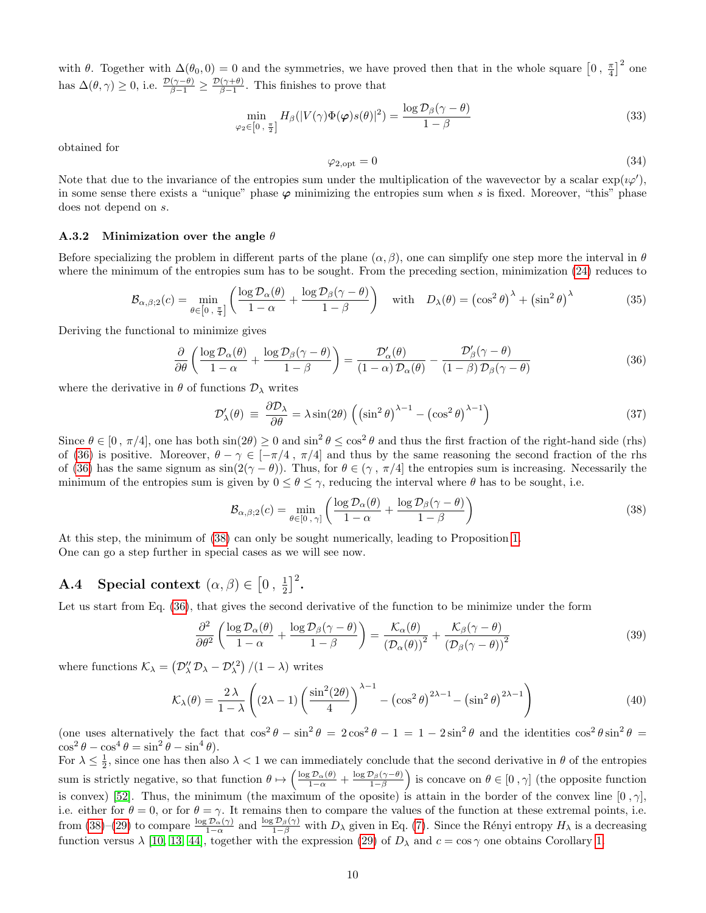with $\theta$. Together with $\Delta(\theta_0, 0) = 0$ and the symmetries, we have proved then that in the whole square $\left[0\,,\,\frac{\pi}{4}\right]^2$ one has $\Delta(\theta,\gamma) \ge 0$, i.e. $\frac{\mathcal{D}(\gamma-\theta)}{\beta-1} \ge \frac{\mathcal{D}(\gamma+\theta)}{\beta-1}$. This finishes to prove that

$$\min_{\varphi_2 \in \left[0\,,\,\frac{\pi}{2}\right]} H_\beta(|V(\gamma)\Phi(\boldsymbol{\varphi})s(\theta)|^2) = \frac{\log \mathcal{D}_\beta(\gamma-\theta)}{1-\beta} \tag{33}$$

obtained for

$$\varphi_{2,\mathrm{opt}} = 0 \tag{34}$$

Note that due to the invariance of the entropies sum under the multiplication of the wavevector by a scalar $\exp(\imath\varphi')$, in some sense there exists a "unique" phase $\boldsymbol{\varphi}$ minimizing the entropies sum when $s$ is fixed. Moreover, "this" phase does not depend on $s$.

### A.3.2 Minimization over the angle $\theta$

Before specializing the problem in different parts of the plane $(\alpha,\beta)$, one can simplify one step more the interval in $\theta$ where the minimum of the entropies sum has to be sought. From the preceding section, minimization (24) reduces to

$$\mathcal{B}_{\alpha,\beta;2}(c) = \min_{\theta\in\left[0\,,\,\frac{\pi}{4}\right]} \left( \frac{\log \mathcal{D}_\alpha(\theta)}{1-\alpha} + \frac{\log \mathcal{D}_\beta(\gamma-\theta)}{1-\beta} \right) \quad \text{with} \quad D_\lambda(\theta) = \left(\cos^2\theta\right)^\lambda + \left(\sin^2\theta\right)^\lambda \tag{35}$$

Deriving the functional to minimize gives

$$\frac{\partial}{\partial\theta}\left( \frac{\log \mathcal{D}_\alpha(\theta)}{1-\alpha} + \frac{\log \mathcal{D}_\beta(\gamma-\theta)}{1-\beta} \right) = \frac{\mathcal{D}_\alpha'(\theta)}{(1-\alpha)\,\mathcal{D}_\alpha(\theta)} - \frac{\mathcal{D}_\beta'(\gamma-\theta)}{(1-\beta)\,\mathcal{D}_\beta(\gamma-\theta)} \tag{36}$$

where the derivative in $\theta$ of functions $\mathcal{D}_\lambda$ writes

$$\mathcal{D}_\lambda'(\theta) \;\equiv\; \frac{\partial \mathcal{D}_\lambda}{\partial\theta} = \lambda\sin(2\theta)\,\left(\left(\sin^2\theta\right)^{\lambda-1} - \left(\cos^2\theta\right)^{\lambda-1}\right) \tag{37}$$

Since $\theta\in[0\,,\,\pi/4]$, one has both $\sin(2\theta)\ge 0$ and $\sin^2\theta \le \cos^2\theta$ and thus the first fraction of the right-hand side (rhs) of (36) is positive. Moreover, $\theta-\gamma \in [-\pi/4\,,\,\pi/4]$ and thus by the same reasoning the second fraction of the rhs of (36) has the same signum as $\sin(2(\gamma-\theta))$. Thus, for $\theta\in(\gamma\,,\,\pi/4]$ the entropies sum is increasing. Necessarily the minimum of the entropies sum is given by $0\le\theta\le\gamma$, reducing the interval where $\theta$ has to be sought, i.e.

$$\mathcal{B}_{\alpha,\beta;2}(c) = \min_{\theta\in[0\,,\,\gamma]} \left( \frac{\log \mathcal{D}_\alpha(\theta)}{1-\alpha} + \frac{\log \mathcal{D}_\beta(\gamma-\theta)}{1-\beta} \right) \tag{38}$$

At this step, the minimum of (38) can only be sought numerically, leading to Proposition 1.
One can go a step further in special cases as we will see now.

## A.4 Special context $(\alpha,\beta)\in\left[0\,,\,\frac{1}{2}\right]^2$.

Let us start from Eq. (36), that gives the second derivative of the function to be minimize under the form

$$\frac{\partial^2}{\partial\theta^2}\left( \frac{\log \mathcal{D}_\alpha(\theta)}{1-\alpha} + \frac{\log \mathcal{D}_\beta(\gamma-\theta)}{1-\beta} \right) = \frac{\mathcal{K}_\alpha(\theta)}{\left(\mathcal{D}_\alpha(\theta)\right)^2} + \frac{\mathcal{K}_\beta(\gamma-\theta)}{\left(\mathcal{D}_\beta(\gamma-\theta)\right)^2} \tag{39}$$

where functions $\mathcal{K}_\lambda = \left(\mathcal{D}_\lambda''\,\mathcal{D}_\lambda - \mathcal{D}_\lambda'^2\right)/(1-\lambda)$ writes

$$\mathcal{K}_\lambda(\theta) = \frac{2\,\lambda}{1-\lambda}\left( (2\lambda-1)\left(\frac{\sin^2(2\theta)}{4}\right)^{\lambda-1} - \left(\cos^2\theta\right)^{2\lambda-1} - \left(\sin^2\theta\right)^{2\lambda-1} \right) \tag{40}$$

(one uses alternatively the fact that $\cos^2\theta - \sin^2\theta = 2\cos^2\theta - 1 = 1-2\sin^2\theta$ and the identities $\cos^2\theta\sin^2\theta = \cos^2\theta - \cos^4\theta = \sin^2\theta - \sin^4\theta$).
For $\lambda\le\frac{1}{2}$, since one has then also $\lambda<1$ we can immediately conclude that the second derivative in $\theta$ of the entropies sum is strictly negative, so that function $\theta\mapsto\left(\frac{\log \mathcal{D}_\alpha(\theta)}{1-\alpha} + \frac{\log \mathcal{D}_\beta(\gamma-\theta)}{1-\beta}\right)$ is concave on $\theta\in[0\,,\gamma]$ (the opposite function is convex) [52]. Thus, the minimum (the maximum of the oposite) is attain in the border of the convex line $[0\,,\gamma]$, i.e. either for $\theta=0$, or for $\theta=\gamma$. It remains then to compare the values of the function at these extremal points, i.e. from (38)–(29) to compare $\frac{\log \mathcal{D}_\alpha(\gamma)}{1-\alpha}$ and $\frac{\log \mathcal{D}_\beta(\gamma-\theta)}{1-\beta}$ with $D_\lambda$ given in Eq. (7). Since the Rényi entropy $H_\lambda$ is a decreasing function versus $\lambda$ [10, 13, 44], together with the expression (29) of $D_\lambda$ and $c=\cos\gamma$ one obtains Corollary 1.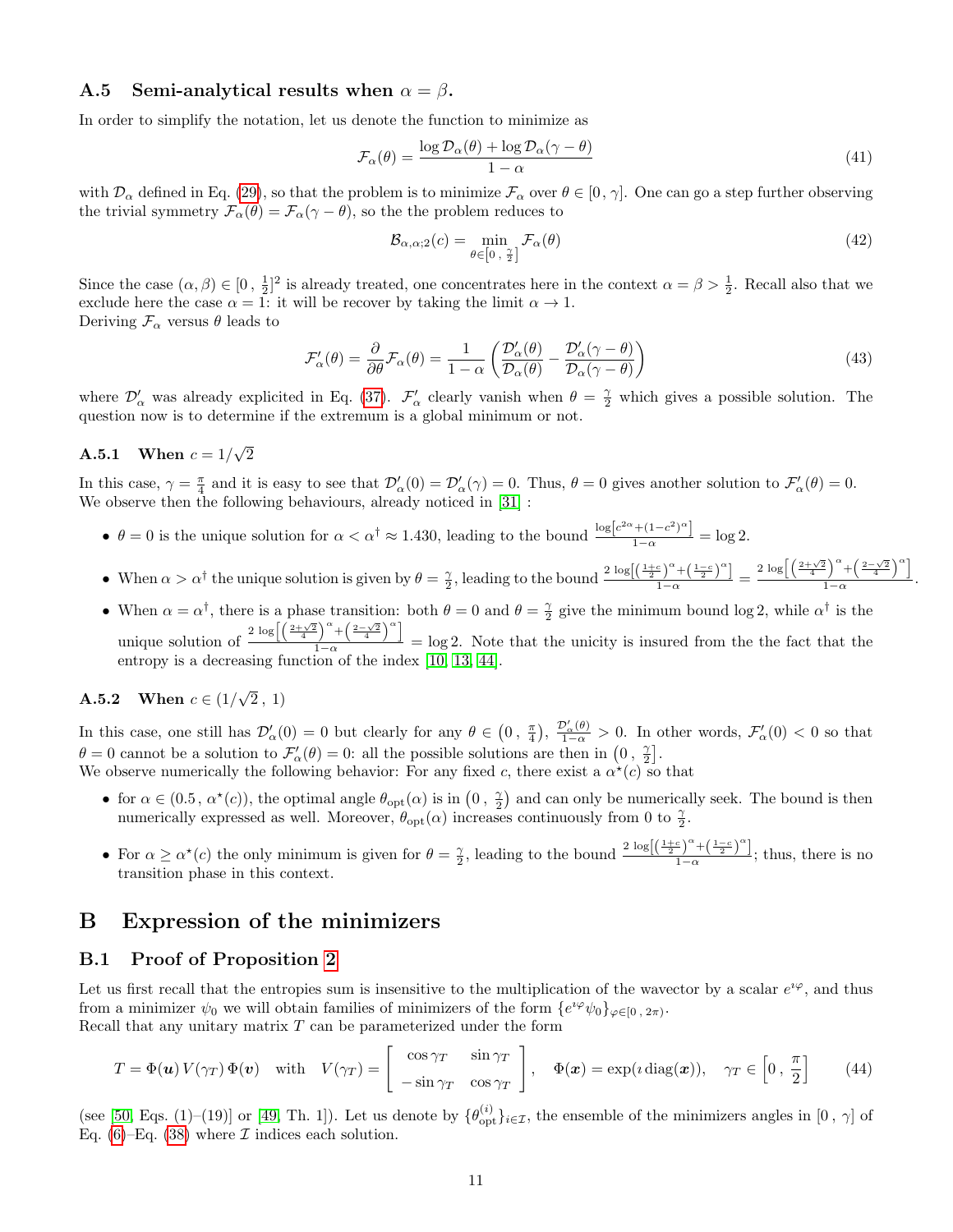### A.5 Semi-analytical results when $\alpha = \beta$.

In order to simplify the notation, let us denote the function to minimize as

$$\mathcal{F}_\alpha(\theta) = \frac{\log \mathcal{D}_\alpha(\theta) + \log \mathcal{D}_\alpha(\gamma - \theta)}{1 - \alpha} \tag{41}$$

with $\mathcal{D}_\alpha$ defined in Eq. (29), so that the problem is to minimize $\mathcal{F}_\alpha$ over $\theta \in [0, \gamma]$. One can go a step further observing the trivial symmetry $\mathcal{F}_\alpha(\theta) = \mathcal{F}_\alpha(\gamma - \theta)$, so the the problem reduces to

$$\mathcal{B}_{\alpha,\alpha;2}(c) = \min_{\theta \in \left[0\,,\,\frac{\gamma}{2}\right]} \mathcal{F}_\alpha(\theta) \tag{42}$$

Since the case $(\alpha, \beta) \in [0\,,\,\frac{1}{2}]^2$ is already treated, one concentrates here in the context $\alpha = \beta > \frac{1}{2}$. Recall also that we exclude here the case $\alpha = 1$: it will be recover by taking the limit $\alpha \to 1$.
Deriving $\mathcal{F}_\alpha$ versus $\theta$ leads to

$$\mathcal{F}'_\alpha(\theta) = \frac{\partial}{\partial \theta} \mathcal{F}_\alpha(\theta) = \frac{1}{1 - \alpha} \left( \frac{\mathcal{D}'_\alpha(\theta)}{\mathcal{D}_\alpha(\theta)} - \frac{\mathcal{D}'_\alpha(\gamma - \theta)}{\mathcal{D}_\alpha(\gamma - \theta)} \right) \tag{43}$$

where $\mathcal{D}'_\alpha$ was already explicited in Eq. (37). $\mathcal{F}'_\alpha$ clearly vanish when $\theta = \frac{\gamma}{2}$ which gives a possible solution. The question now is to determine if the extremum is a global minimum or not.

#### A.5.1 When $c = 1/\sqrt{2}$

In this case, $\gamma = \frac{\pi}{4}$ and it is easy to see that $\mathcal{D}'_\alpha(0) = \mathcal{D}'_\alpha(\gamma) = 0$. Thus, $\theta = 0$ gives another solution to $\mathcal{F}'_\alpha(\theta) = 0$. We observe then the following behaviours, already noticed in [31] :

- $\theta = 0$ is the unique solution for $\alpha < \alpha^\dagger \approx 1.430$, leading to the bound $\frac{\log\left[c^{2\alpha} + (1-c^2)^\alpha\right]}{1-\alpha} = \log 2$.
- When $\alpha > \alpha^\dagger$ the unique solution is given by $\theta = \frac{\gamma}{2}$, leading to the bound $\frac{2\,\log\left[\left(\frac{1+c}{2}\right)^\alpha + \left(\frac{1-c}{2}\right)^\alpha\right]}{1-\alpha} = \frac{2\,\log\left[\left(\frac{2+\sqrt{2}}{4}\right)^\alpha + \left(\frac{2-\sqrt{2}}{4}\right)^\alpha\right]}{1-\alpha}$.
- When $\alpha = \alpha^\dagger$, there is a phase transition: both $\theta = 0$ and $\theta = \frac{\gamma}{2}$ give the minimum bound $\log 2$, while $\alpha^\dagger$ is the unique solution of $\frac{2\,\log\left[\left(\frac{2+\sqrt{2}}{4}\right)^\alpha + \left(\frac{2-\sqrt{2}}{4}\right)^\alpha\right]}{1-\alpha} = \log 2$. Note that the unicity is insured from the the fact that the entropy is a decreasing function of the index [10, 13, 44].

#### A.5.2 When $c \in (1/\sqrt{2}\,,\,1)$

In this case, one still has $\mathcal{D}'_\alpha(0) = 0$ but clearly for any $\theta \in \left(0\,,\,\frac{\pi}{4}\right)$, $\frac{\mathcal{D}'_\alpha(\theta)}{1-\alpha} > 0$. In other words, $\mathcal{F}'_\alpha(0) < 0$ so that $\theta = 0$ cannot be a solution to $\mathcal{F}'_\alpha(\theta) = 0$: all the possible solutions are then in $\left(0\,,\,\frac{\gamma}{2}\right]$.
We observe numerically the following behavior: For any fixed $c$, there exist a $\alpha^\star(c)$ so that

- for $\alpha \in (0.5\,,\,\alpha^\star(c))$, the optimal angle $\theta_{\mathrm{opt}}(\alpha)$ is in $\left(0\,,\,\frac{\gamma}{2}\right)$ and can only be numerically seek. The bound is then numerically expressed as well. Moreover, $\theta_{\mathrm{opt}}(\alpha)$ increases continuously from 0 to $\frac{\gamma}{2}$.
- For $\alpha \geq \alpha^\star(c)$ the only minimum is given for $\theta = \frac{\gamma}{2}$, leading to the bound $\frac{2\,\log\left[\left(\frac{1+c}{2}\right)^\alpha + \left(\frac{1-c}{2}\right)^\alpha\right]}{1-\alpha}$; thus, there is no transition phase in this context.

## B Expression of the minimizers

### B.1 Proof of Proposition 2

Let us first recall that the entropies sum is insensitive to the multiplication of the wavector by a scalar $e^{\imath\varphi}$, and thus from a minimizer $\psi_0$ we will obtain families of minimizers of the form $\{e^{\imath\varphi}\psi_0\}_{\varphi\in[0\,,\,2\pi)}$.
Recall that any unitary matrix $T$ can be parameterized under the form

$$T = \Phi(\boldsymbol{u})\, V(\gamma_T)\, \Phi(\boldsymbol{v}) \quad \text{with} \quad V(\gamma_T) = \begin{bmatrix} \cos\gamma_T & \sin\gamma_T \\ -\sin\gamma_T & \cos\gamma_T \end{bmatrix}, \quad \Phi(\boldsymbol{x}) = \exp(\imath\,\mathrm{diag}(\boldsymbol{x})), \quad \gamma_T \in \left[0\,,\,\frac{\pi}{2}\right] \tag{44}$$

(see [50, Eqs. (1)–(19)] or [49, Th. 1]). Let us denote by $\{\theta_{\mathrm{opt}}^{(i)}\}_{i\in\mathcal{I}}$, the ensemble of the minimizers angles in $[0\,,\,\gamma]$ of Eq. (6)–Eq. (38) where $\mathcal{I}$ indices each solution.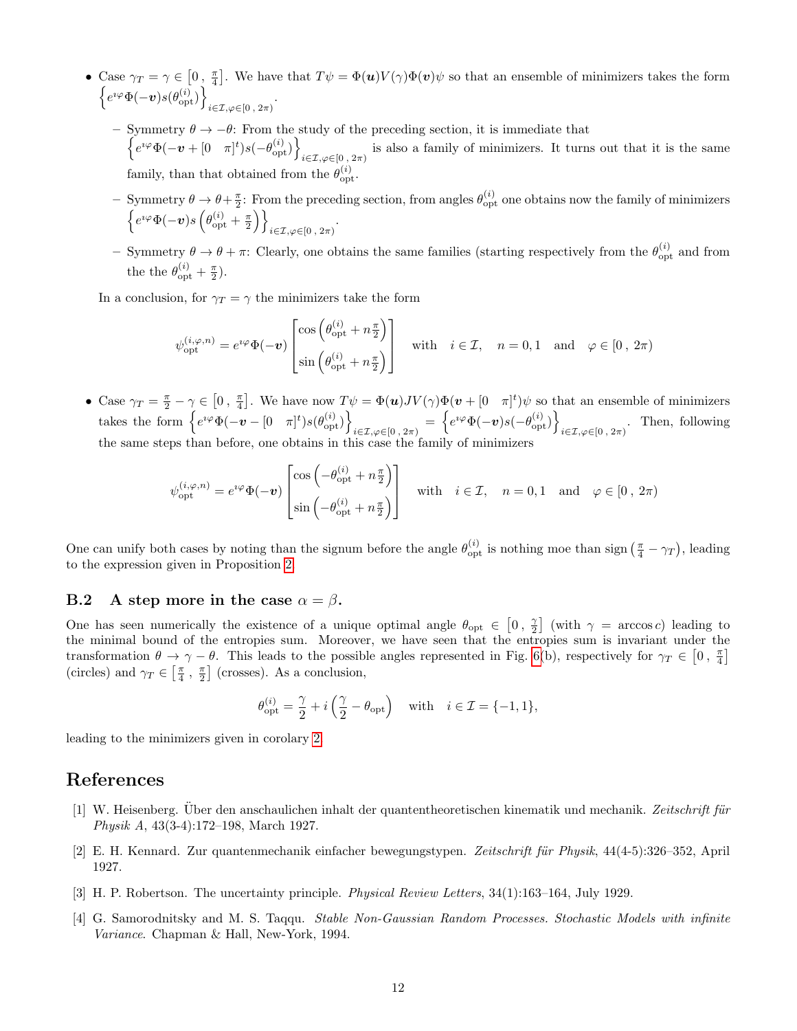- Case $\gamma_T = \gamma \in \left[0\,,\,\frac{\pi}{4}\right]$. We have that $T\psi = \Phi(\boldsymbol{u})V(\gamma)\Phi(\boldsymbol{v})\psi$ so that an ensemble of minimizers takes the form $\left\{e^{\imath\varphi}\Phi(-\boldsymbol{v})s(\theta_{\mathrm{opt}}^{(i)})\right\}_{i\in\mathcal{I},\varphi\in[0\,,\,2\pi)}$.

  - Symmetry $\theta \to -\theta$: From the study of the preceding section, it is immediate that $\left\{e^{\imath\varphi}\Phi(-\boldsymbol{v}+[0 \quad \pi]^t)s(-\theta_{\mathrm{opt}}^{(i)})\right\}_{i\in\mathcal{I},\varphi\in[0\,,\,2\pi)}$ is also a family of minimizers. It turns out that it is the same family, than that obtained from the $\theta_{\mathrm{opt}}^{(i)}$.
  - Symmetry $\theta \to \theta+\frac{\pi}{2}$: From the preceding section, from angles $\theta_{\mathrm{opt}}^{(i)}$ one obtains now the family of minimizers $\left\{e^{\imath\varphi}\Phi(-\boldsymbol{v})s\left(\theta_{\mathrm{opt}}^{(i)}+\frac{\pi}{2}\right)\right\}_{i\in\mathcal{I},\varphi\in[0\,,\,2\pi)}$.
  - Symmetry $\theta \to \theta+\pi$: Clearly, one obtains the same families (starting respectively from the $\theta_{\mathrm{opt}}^{(i)}$ and from the the $\theta_{\mathrm{opt}}^{(i)}+\frac{\pi}{2}$).

  In a conclusion, for $\gamma_T = \gamma$ the minimizers take the form

$$\psi_{\mathrm{opt}}^{(i,\varphi,n)} = e^{\imath\varphi}\Phi(-\boldsymbol{v})\begin{bmatrix}\cos\left(\theta_{\mathrm{opt}}^{(i)}+n\frac{\pi}{2}\right)\\[2mm] \sin\left(\theta_{\mathrm{opt}}^{(i)}+n\frac{\pi}{2}\right)\end{bmatrix} \quad \text{with} \quad i\in\mathcal{I}, \quad n=0,1 \quad \text{and} \quad \varphi\in[0\,,\,2\pi)$$

- Case $\gamma_T = \frac{\pi}{2}-\gamma \in \left[0\,,\,\frac{\pi}{4}\right]$. We have now $T\psi = \Phi(\boldsymbol{u})JV(\gamma)\Phi(\boldsymbol{v}+[0 \quad \pi]^t)\psi$ so that an ensemble of minimizers takes the form $\left\{e^{\imath\varphi}\Phi(-\boldsymbol{v}-[0 \quad \pi]^t)s(\theta_{\mathrm{opt}}^{(i)})\right\}_{i\in\mathcal{I},\varphi\in[0\,,\,2\pi)} = \left\{e^{\imath\varphi}\Phi(-\boldsymbol{v})s(-\theta_{\mathrm{opt}}^{(i)})\right\}_{i\in\mathcal{I},\varphi\in[0\,,\,2\pi)}$. Then, following the same steps than before, one obtains in this case the family of minimizers

$$\psi_{\mathrm{opt}}^{(i,\varphi,n)} = e^{\imath\varphi}\Phi(-\boldsymbol{v})\begin{bmatrix}\cos\left(-\theta_{\mathrm{opt}}^{(i)}+n\frac{\pi}{2}\right)\\[2mm] \sin\left(-\theta_{\mathrm{opt}}^{(i)}+n\frac{\pi}{2}\right)\end{bmatrix} \quad \text{with} \quad i\in\mathcal{I}, \quad n=0,1 \quad \text{and} \quad \varphi\in[0\,,\,2\pi)$$

One can unify both cases by noting than the signum before the angle $\theta_{\mathrm{opt}}^{(i)}$ is nothing moe than $\operatorname{sign}\left(\frac{\pi}{4}-\gamma_T\right)$, leading to the expression given in Proposition 2.

### B.2 A step more in the case $\alpha = \beta$.

One has seen numerically the existence of a unique optimal angle $\theta_{\mathrm{opt}} \in \left[0\,,\,\frac{\gamma}{2}\right]$ (with $\gamma = \arccos c$) leading to the minimal bound of the entropies sum. Moreover, we have seen that the entropies sum is invariant under the transformation $\theta \to \gamma-\theta$. This leads to the possible angles represented in Fig. 6(b), respectively for $\gamma_T \in \left[0\,,\,\frac{\pi}{4}\right]$ (circles) and $\gamma_T \in \left[\frac{\pi}{4}\,,\,\frac{\pi}{2}\right]$ (crosses). As a conclusion,

$$\theta_{\mathrm{opt}}^{(i)} = \frac{\gamma}{2} + i\left(\frac{\gamma}{2}-\theta_{\mathrm{opt}}\right) \quad \text{with} \quad i\in\mathcal{I}=\{-1,1\},$$

leading to the minimizers given in corolary 2.

## References

[1] W. Heisenberg. Über den anschaulichen inhalt der quantentheoretischen kinematik und mechanik. *Zeitschrift für Physik A*, 43(3-4):172–198, March 1927.

[2] E. H. Kennard. Zur quantenmechanik einfacher bewegungstypen. *Zeitschrift für Physik*, 44(4-5):326–352, April 1927.

[3] H. P. Robertson. The uncertainty principle. *Physical Review Letters*, 34(1):163–164, July 1929.

[4] G. Samorodnitsky and M. S. Taqqu. *Stable Non-Gaussian Random Processes. Stochastic Models with infinite Variance*. Chapman & Hall, New-York, 1994.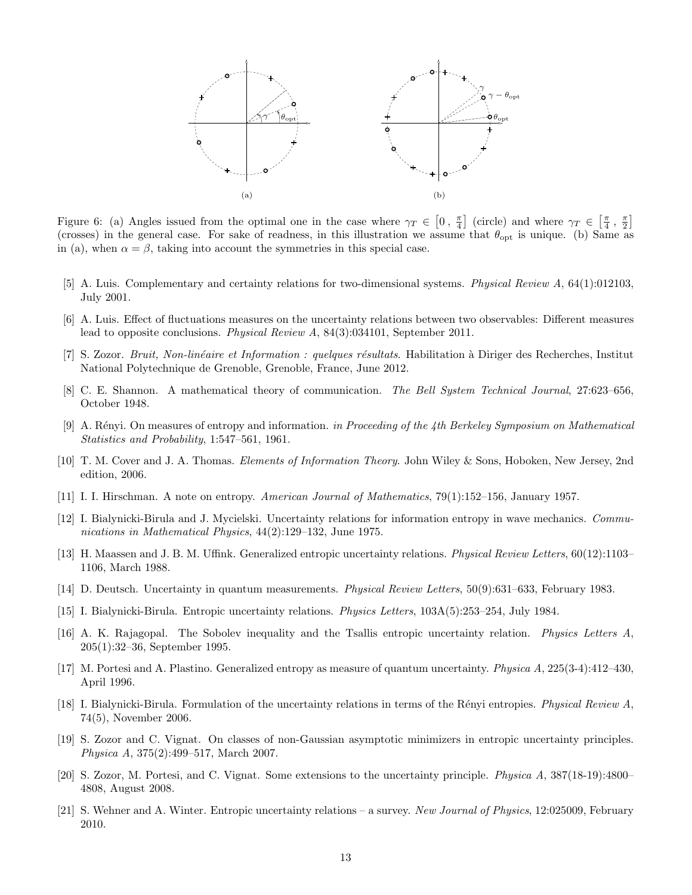$\gamma$

$\theta_{\mathrm{opt}}$

(a)

$\gamma$

$\gamma - \theta_{\mathrm{opt}}$

$\theta_{\mathrm{opt}}$

(b)

Figure 6: (a) Angles issued from the optimal one in the case where $\gamma_T \in \left[0\,,\,\frac{\pi}{4}\right]$ (circle) and where $\gamma_T \in \left[\frac{\pi}{4}\,,\,\frac{\pi}{2}\right]$ (crosses) in the general case. For sake of readness, in this illustration we assume that $\theta_{\mathrm{opt}}$ is unique. (b) Same as in (a), when $\alpha = \beta$, taking into account the symmetries in this special case.

[5] A. Luis. Complementary and certainty relations for two-dimensional systems. *Physical Review A*, 64(1):012103, July 2001.

[6] A. Luis. Effect of fluctuations measures on the uncertainty relations between two observables: Different measures lead to opposite conclusions. *Physical Review A*, 84(3):034101, September 2011.

[7] S. Zozor. *Bruit, Non-linéaire et Information : quelques résultats*. Habilitation à Diriger des Recherches, Institut National Polytechnique de Grenoble, Grenoble, France, June 2012.

[8] C. E. Shannon. A mathematical theory of communication. *The Bell System Technical Journal*, 27:623–656, October 1948.

[9] A. Rényi. On measures of entropy and information. *in Proceeding of the 4th Berkeley Symposium on Mathematical Statistics and Probability*, 1:547–561, 1961.

[10] T. M. Cover and J. A. Thomas. *Elements of Information Theory*. John Wiley & Sons, Hoboken, New Jersey, 2nd edition, 2006.

[11] I. I. Hirschman. A note on entropy. *American Journal of Mathematics*, 79(1):152–156, January 1957.

[12] I. Bialynicki-Birula and J. Mycielski. Uncertainty relations for information entropy in wave mechanics. *Communications in Mathematical Physics*, 44(2):129–132, June 1975.

[13] H. Maassen and J. B. M. Uffink. Generalized entropic uncertainty relations. *Physical Review Letters*, 60(12):1103–1106, March 1988.

[14] D. Deutsch. Uncertainty in quantum measurements. *Physical Review Letters*, 50(9):631–633, February 1983.

[15] I. Bialynicki-Birula. Entropic uncertainty relations. *Physics Letters*, 103A(5):253–254, July 1984.

[16] A. K. Rajagopal. The Sobolev inequality and the Tsallis entropic uncertainty relation. *Physics Letters A*, 205(1):32–36, September 1995.

[17] M. Portesi and A. Plastino. Generalized entropy as measure of quantum uncertainty. *Physica A*, 225(3-4):412–430, April 1996.

[18] I. Bialynicki-Birula. Formulation of the uncertainty relations in terms of the Rényi entropies. *Physical Review A*, 74(5), November 2006.

[19] S. Zozor and C. Vignat. On classes of non-Gaussian asymptotic minimizers in entropic uncertainty principles. *Physica A*, 375(2):499–517, March 2007.

[20] S. Zozor, M. Portesi, and C. Vignat. Some extensions to the uncertainty principle. *Physica A*, 387(18-19):4800–4808, August 2008.

[21] S. Wehner and A. Winter. Entropic uncertainty relations – a survey. *New Journal of Physics*, 12:025009, February 2010.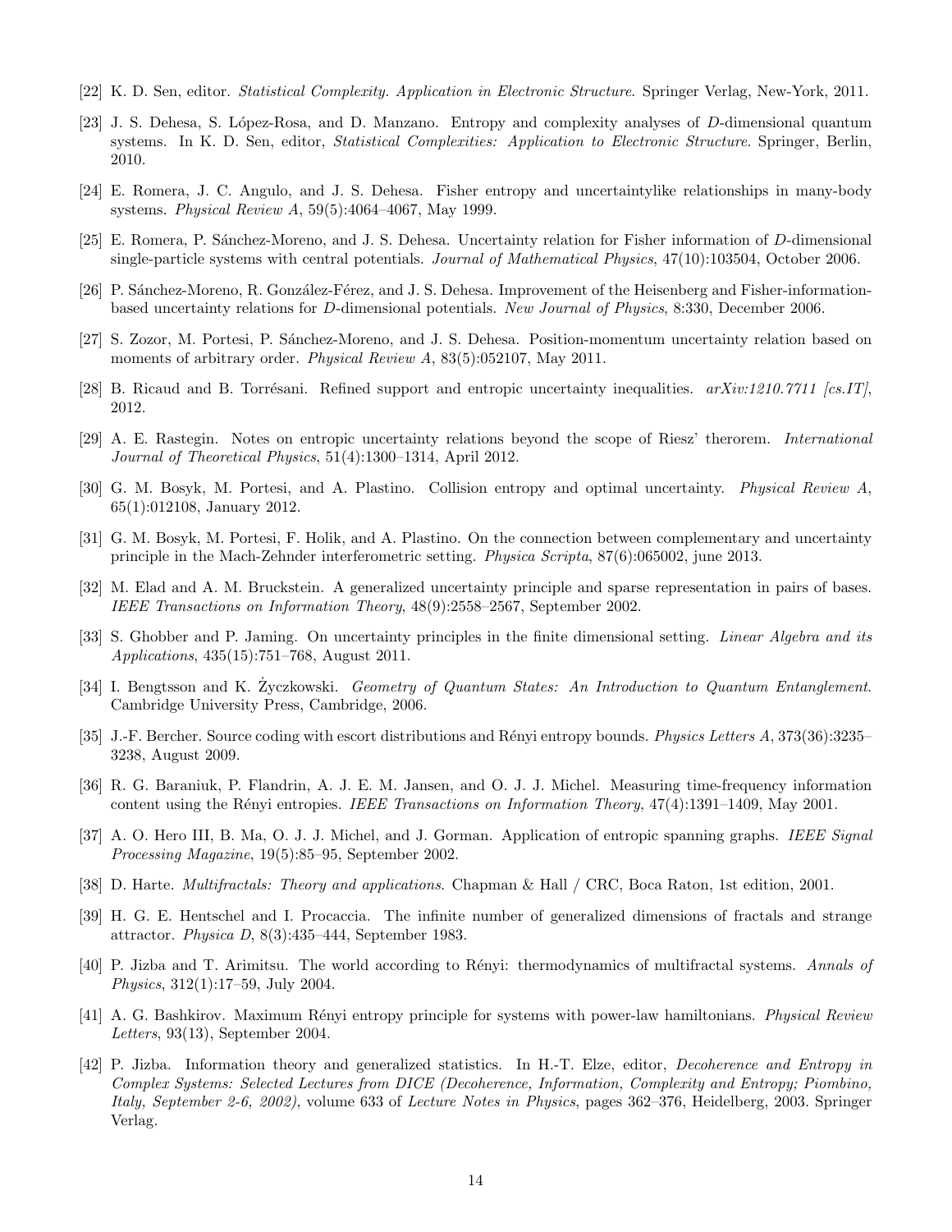[22] K. D. Sen, editor. *Statistical Complexity. Application in Electronic Structure*. Springer Verlag, New-York, 2011.

[23] J. S. Dehesa, S. López-Rosa, and D. Manzano. Entropy and complexity analyses of $D$-dimensional quantum systems. In K. D. Sen, editor, *Statistical Complexities: Application to Electronic Structure*. Springer, Berlin, 2010.

[24] E. Romera, J. C. Angulo, and J. S. Dehesa. Fisher entropy and uncertaintylike relationships in many-body systems. *Physical Review A*, 59(5):4064–4067, May 1999.

[25] E. Romera, P. Sánchez-Moreno, and J. S. Dehesa. Uncertainty relation for Fisher information of $D$-dimensional single-particle systems with central potentials. *Journal of Mathematical Physics*, 47(10):103504, October 2006.

[26] P. Sánchez-Moreno, R. González-Férez, and J. S. Dehesa. Improvement of the Heisenberg and Fisher-information-based uncertainty relations for $D$-dimensional potentials. *New Journal of Physics*, 8:330, December 2006.

[27] S. Zozor, M. Portesi, P. Sánchez-Moreno, and J. S. Dehesa. Position-momentum uncertainty relation based on moments of arbitrary order. *Physical Review A*, 83(5):052107, May 2011.

[28] B. Ricaud and B. Torrésani. Refined support and entropic uncertainty inequalities. *arXiv:1210.7711 [cs.IT]*, 2012.

[29] A. E. Rastegin. Notes on entropic uncertainty relations beyond the scope of Riesz' therorem. *International Journal of Theoretical Physics*, 51(4):1300–1314, April 2012.

[30] G. M. Bosyk, M. Portesi, and A. Plastino. Collision entropy and optimal uncertainty. *Physical Review A*, 65(1):012108, January 2012.

[31] G. M. Bosyk, M. Portesi, F. Holik, and A. Plastino. On the connection between complementary and uncertainty principle in the Mach-Zehnder interferometric setting. *Physica Scripta*, 87(6):065002, june 2013.

[32] M. Elad and A. M. Bruckstein. A generalized uncertainty principle and sparse representation in pairs of bases. *IEEE Transactions on Information Theory*, 48(9):2558–2567, September 2002.

[33] S. Ghobber and P. Jaming. On uncertainty principles in the finite dimensional setting. *Linear Algebra and its Applications*, 435(15):751–768, August 2011.

[34] I. Bengtsson and K. Życzkowski. *Geometry of Quantum States: An Introduction to Quantum Entanglement*. Cambridge University Press, Cambridge, 2006.

[35] J.-F. Bercher. Source coding with escort distributions and Rényi entropy bounds. *Physics Letters A*, 373(36):3235–3238, August 2009.

[36] R. G. Baraniuk, P. Flandrin, A. J. E. M. Jansen, and O. J. J. Michel. Measuring time-frequency information content using the Rényi entropies. *IEEE Transactions on Information Theory*, 47(4):1391–1409, May 2001.

[37] A. O. Hero III, B. Ma, O. J. J. Michel, and J. Gorman. Application of entropic spanning graphs. *IEEE Signal Processing Magazine*, 19(5):85–95, September 2002.

[38] D. Harte. *Multifractals: Theory and applications*. Chapman & Hall / CRC, Boca Raton, 1st edition, 2001.

[39] H. G. E. Hentschel and I. Procaccia. The infinite number of generalized dimensions of fractals and strange attractor. *Physica D*, 8(3):435–444, September 1983.

[40] P. Jizba and T. Arimitsu. The world according to Rényi: thermodynamics of multifractal systems. *Annals of Physics*, 312(1):17–59, July 2004.

[41] A. G. Bashkirov. Maximum Rényi entropy principle for systems with power-law hamiltonians. *Physical Review Letters*, 93(13), September 2004.

[42] P. Jizba. Information theory and generalized statistics. In H.-T. Elze, editor, *Decoherence and Entropy in Complex Systems: Selected Lectures from DICE (Decoherence, Information, Complexity and Entropy; Piombino, Italy, September 2-6, 2002)*, volume 633 of *Lecture Notes in Physics*, pages 362–376, Heidelberg, 2003. Springer Verlag.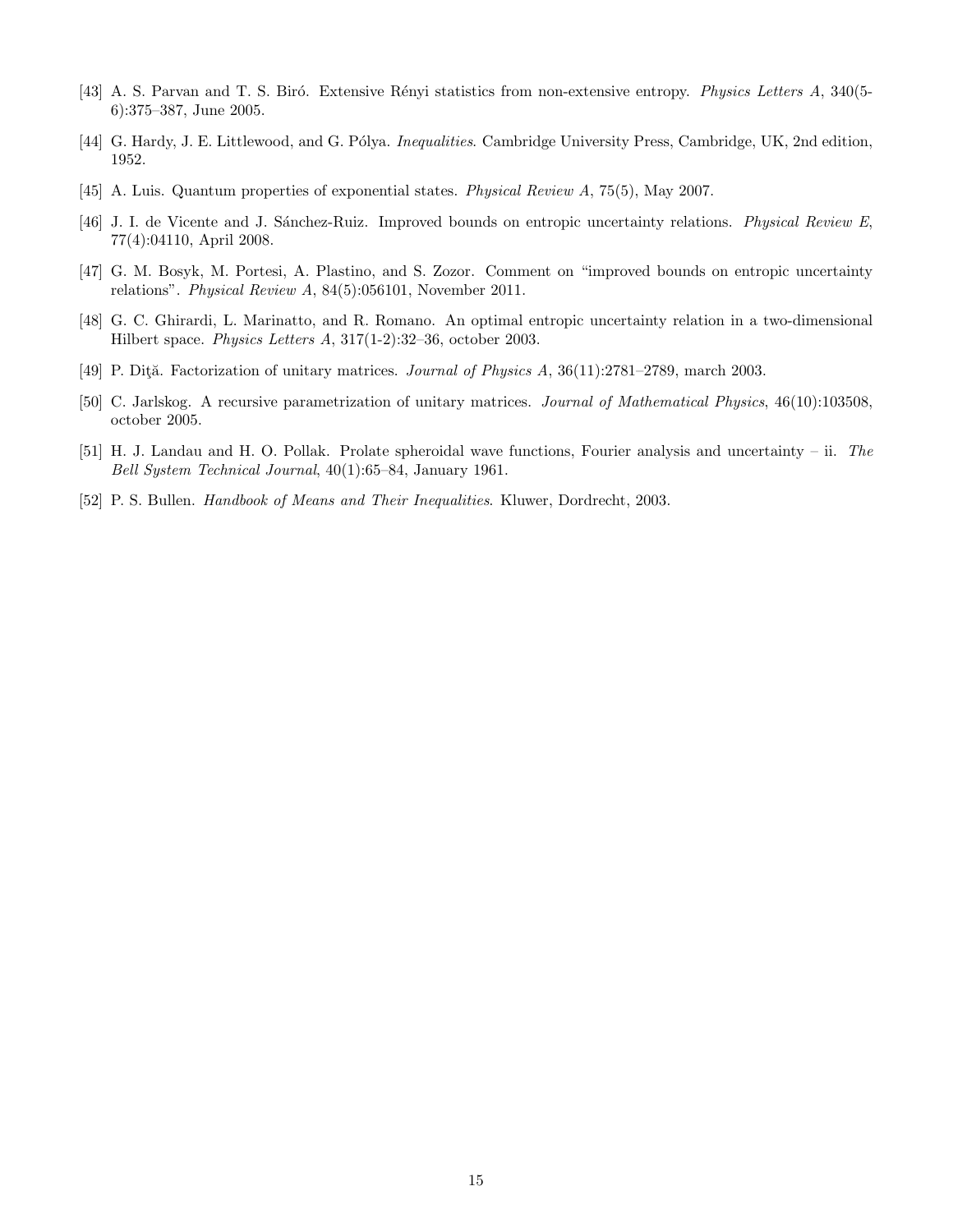[43] A. S. Parvan and T. S. Biró. Extensive Rényi statistics from non-extensive entropy. *Physics Letters A*, 340(5-6):375–387, June 2005.

[44] G. Hardy, J. E. Littlewood, and G. Pólya. *Inequalities*. Cambridge University Press, Cambridge, UK, 2nd edition, 1952.

[45] A. Luis. Quantum properties of exponential states. *Physical Review A*, 75(5), May 2007.

[46] J. I. de Vicente and J. Sánchez-Ruiz. Improved bounds on entropic uncertainty relations. *Physical Review E*, 77(4):04110, April 2008.

[47] G. M. Bosyk, M. Portesi, A. Plastino, and S. Zozor. Comment on "improved bounds on entropic uncertainty relations". *Physical Review A*, 84(5):056101, November 2011.

[48] G. C. Ghirardi, L. Marinatto, and R. Romano. An optimal entropic uncertainty relation in a two-dimensional Hilbert space. *Physics Letters A*, 317(1-2):32–36, october 2003.

[49] P. Diţă. Factorization of unitary matrices. *Journal of Physics A*, 36(11):2781–2789, march 2003.

[50] C. Jarlskog. A recursive parametrization of unitary matrices. *Journal of Mathematical Physics*, 46(10):103508, october 2005.

[51] H. J. Landau and H. O. Pollak. Prolate spheroidal wave functions, Fourier analysis and uncertainty – ii. *The Bell System Technical Journal*, 40(1):65–84, January 1961.

[52] P. S. Bullen. *Handbook of Means and Their Inequalities*. Kluwer, Dordrecht, 2003.